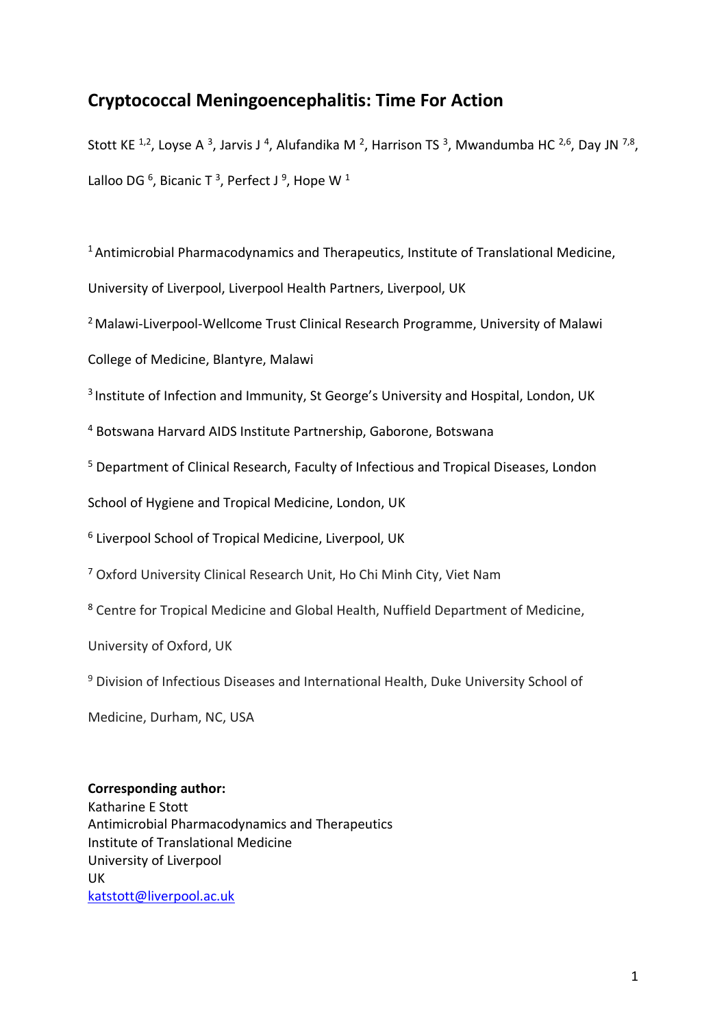# Cryptococcal Meningoencephalitis: Time For Action

Stott KE [1,2], Loyse A [3], Jarvis J [4], Alufandika M [2], Harrison TS [3], Mwandumba HC [2,6], Day JN [7,8], Lalloo DG [6], Bicanic T [3], Perfect J [9], Hope W [1]

[1] Antimicrobial Pharmacodynamics and Therapeutics, Institute of Translational Medicine, University of Liverpool, Liverpool Health Partners, Liverpool, UK

[2] Malawi-Liverpool-Wellcome Trust Clinical Research Programme, University of Malawi College of Medicine, Blantyre, Malawi

[3] Institute of Infection and Immunity, St George's University and Hospital, London, UK

[4] Botswana Harvard AIDS Institute Partnership, Gaborone, Botswana

[5] Department of Clinical Research, Faculty of Infectious and Tropical Diseases, London School of Hygiene and Tropical Medicine, London, UK

[6] Liverpool School of Tropical Medicine, Liverpool, UK

[7] Oxford University Clinical Research Unit, Ho Chi Minh City, Viet Nam

[8] Centre for Tropical Medicine and Global Health, Nuffield Department of Medicine, University of Oxford, UK

[9] Division of Infectious Diseases and International Health, Duke University School of Medicine, Durham, NC, USA

**Corresponding author:**
Katharine E Stott
Antimicrobial Pharmacodynamics and Therapeutics
Institute of Translational Medicine
University of Liverpool
UK
katstott@liverpool.ac.uk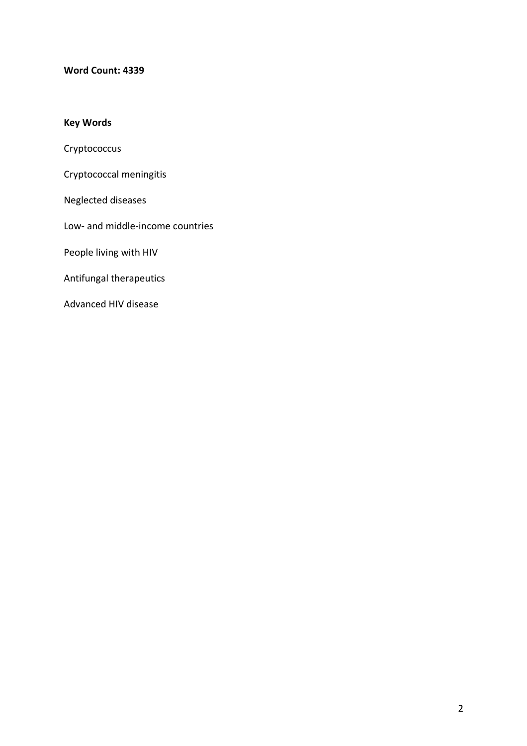**Word Count: 4339**

**Key Words**

Cryptococcus

Cryptococcal meningitis

Neglected diseases

Low- and middle-income countries

People living with HIV

Antifungal therapeutics

Advanced HIV disease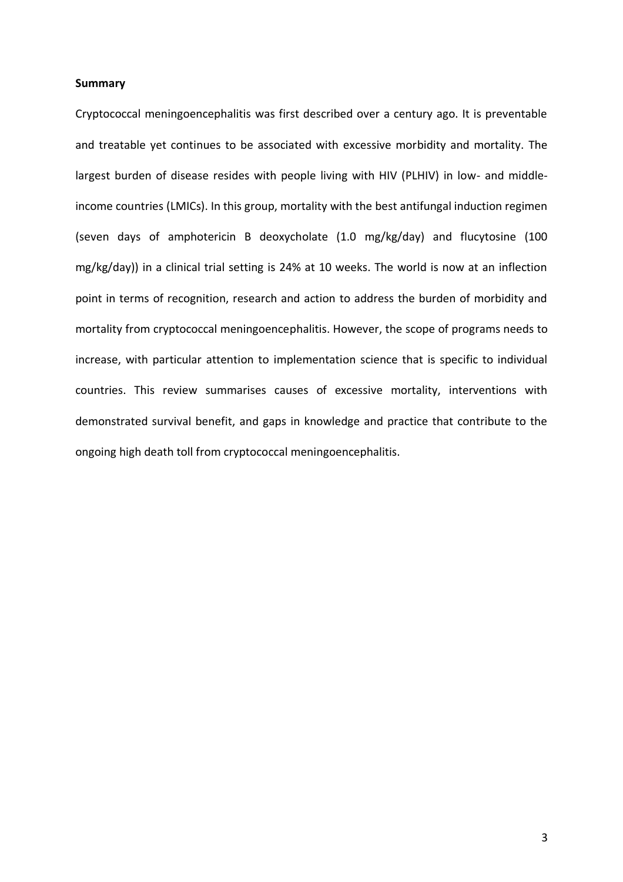**Summary**

Cryptococcal meningoencephalitis was first described over a century ago. It is preventable and treatable yet continues to be associated with excessive morbidity and mortality. The largest burden of disease resides with people living with HIV (PLHIV) in low- and middle-income countries (LMICs). In this group, mortality with the best antifungal induction regimen (seven days of amphotericin B deoxycholate (1.0 mg/kg/day) and flucytosine (100 mg/kg/day)) in a clinical trial setting is 24% at 10 weeks. The world is now at an inflection point in terms of recognition, research and action to address the burden of morbidity and mortality from cryptococcal meningoencephalitis. However, the scope of programs needs to increase, with particular attention to implementation science that is specific to individual countries. This review summarises causes of excessive mortality, interventions with demonstrated survival benefit, and gaps in knowledge and practice that contribute to the ongoing high death toll from cryptococcal meningoencephalitis.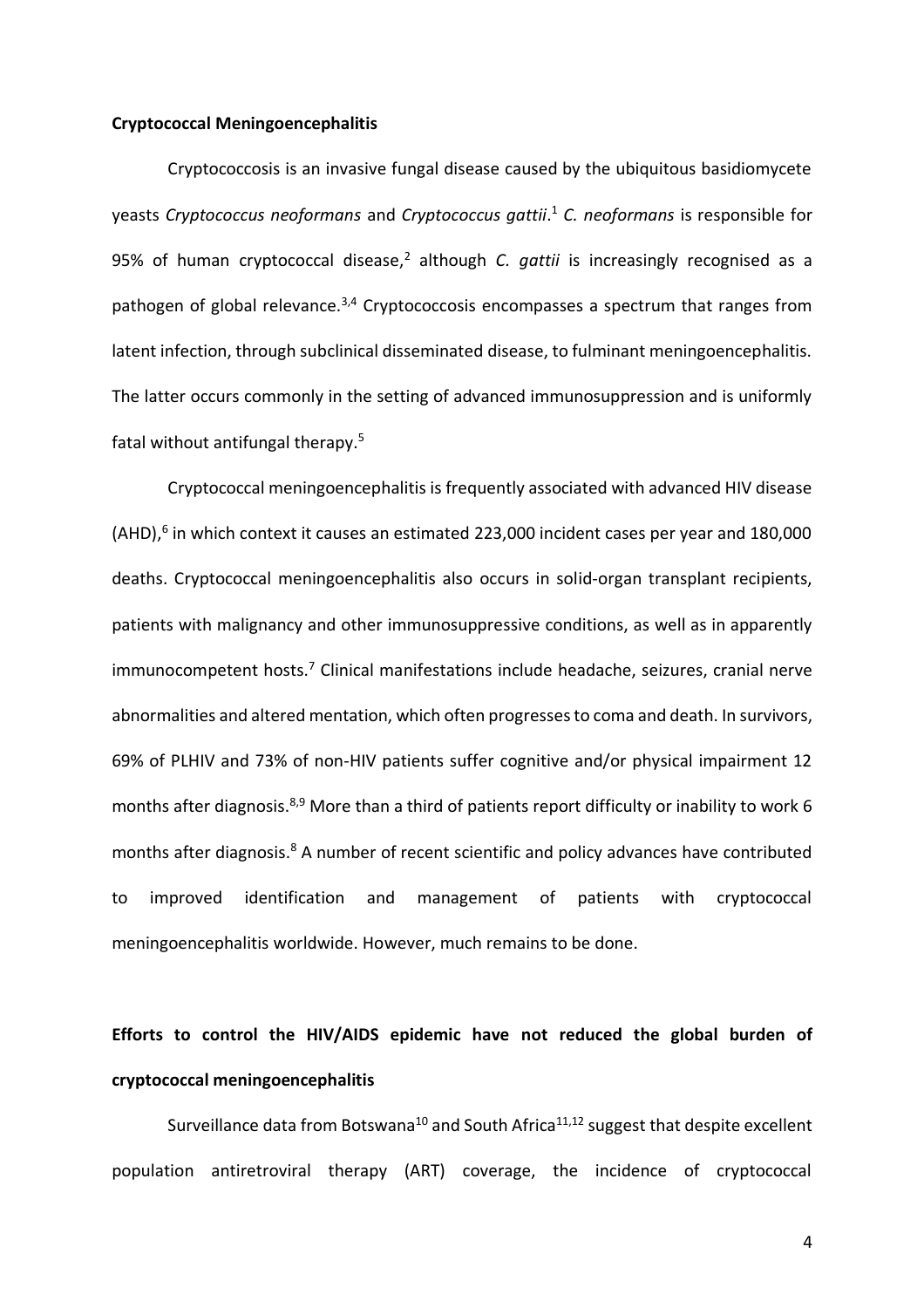**Cryptococcal Meningoencephalitis**

Cryptococcosis is an invasive fungal disease caused by the ubiquitous basidiomycete yeasts *Cryptococcus neoformans* and *Cryptococcus gattii*.[1] *C. neoformans* is responsible for 95% of human cryptococcal disease,[2] although *C. gattii* is increasingly recognised as a pathogen of global relevance.[3,4] Cryptococcosis encompasses a spectrum that ranges from latent infection, through subclinical disseminated disease, to fulminant meningoencephalitis. The latter occurs commonly in the setting of advanced immunosuppression and is uniformly fatal without antifungal therapy.[5]

Cryptococcal meningoencephalitis is frequently associated with advanced HIV disease (AHD),[6] in which context it causes an estimated 223,000 incident cases per year and 180,000 deaths. Cryptococcal meningoencephalitis also occurs in solid-organ transplant recipients, patients with malignancy and other immunosuppressive conditions, as well as in apparently immunocompetent hosts.[7] Clinical manifestations include headache, seizures, cranial nerve abnormalities and altered mentation, which often progresses to coma and death. In survivors, 69% of PLHIV and 73% of non-HIV patients suffer cognitive and/or physical impairment 12 months after diagnosis.[8,9] More than a third of patients report difficulty or inability to work 6 months after diagnosis.[8] A number of recent scientific and policy advances have contributed to improved identification and management of patients with cryptococcal meningoencephalitis worldwide. However, much remains to be done.

**Efforts to control the HIV/AIDS epidemic have not reduced the global burden of cryptococcal meningoencephalitis**

Surveillance data from Botswana[10] and South Africa[11,12] suggest that despite excellent population antiretroviral therapy (ART) coverage, the incidence of cryptococcal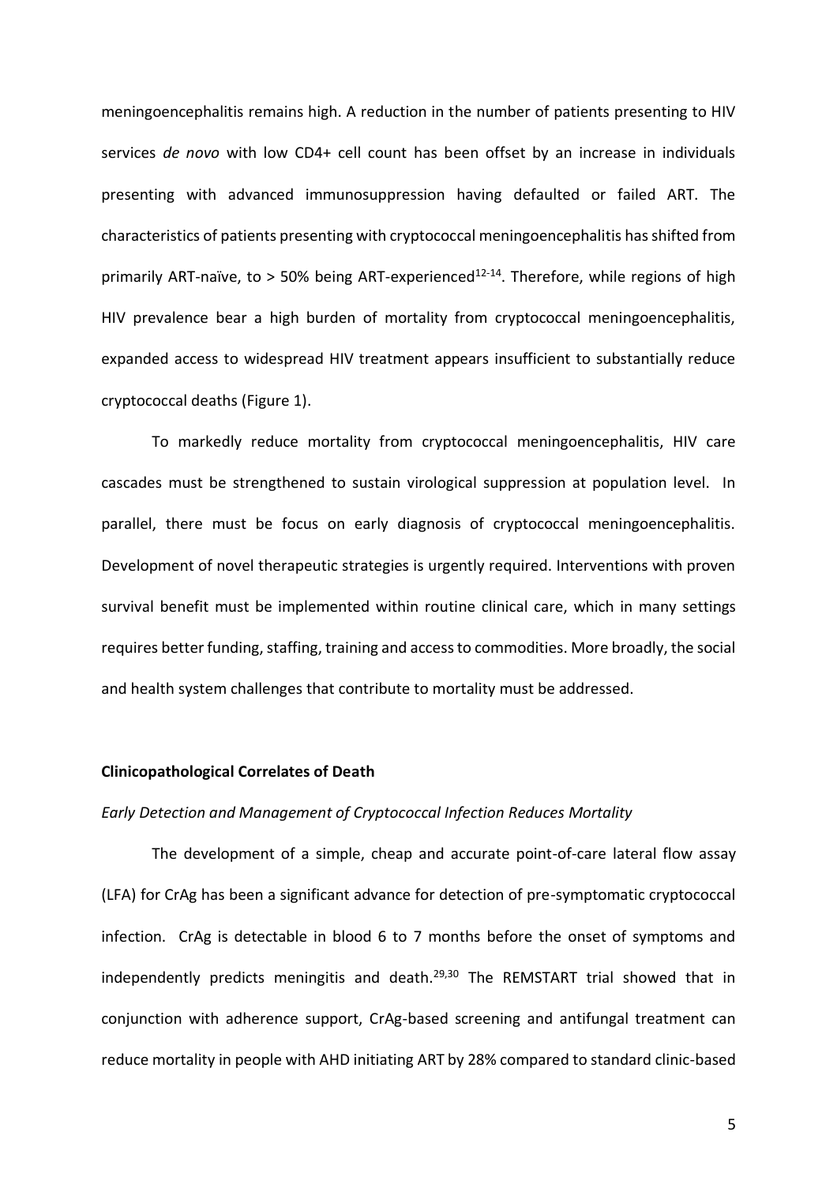meningoencephalitis remains high. A reduction in the number of patients presenting to HIV services *de novo* with low CD4+ cell count has been offset by an increase in individuals presenting with advanced immunosuppression having defaulted or failed ART. The characteristics of patients presenting with cryptococcal meningoencephalitis has shifted from primarily ART-naïve, to > 50% being ART-experienced[12-14]. Therefore, while regions of high HIV prevalence bear a high burden of mortality from cryptococcal meningoencephalitis, expanded access to widespread HIV treatment appears insufficient to substantially reduce cryptococcal deaths (Figure 1).

To markedly reduce mortality from cryptococcal meningoencephalitis, HIV care cascades must be strengthened to sustain virological suppression at population level. In parallel, there must be focus on early diagnosis of cryptococcal meningoencephalitis. Development of novel therapeutic strategies is urgently required. Interventions with proven survival benefit must be implemented within routine clinical care, which in many settings requires better funding, staffing, training and access to commodities. More broadly, the social and health system challenges that contribute to mortality must be addressed.

**Clinicopathological Correlates of Death**

*Early Detection and Management of Cryptococcal Infection Reduces Mortality*

The development of a simple, cheap and accurate point-of-care lateral flow assay (LFA) for CrAg has been a significant advance for detection of pre-symptomatic cryptococcal infection. CrAg is detectable in blood 6 to 7 months before the onset of symptoms and independently predicts meningitis and death.[29,30] The REMSTART trial showed that in conjunction with adherence support, CrAg-based screening and antifungal treatment can reduce mortality in people with AHD initiating ART by 28% compared to standard clinic-based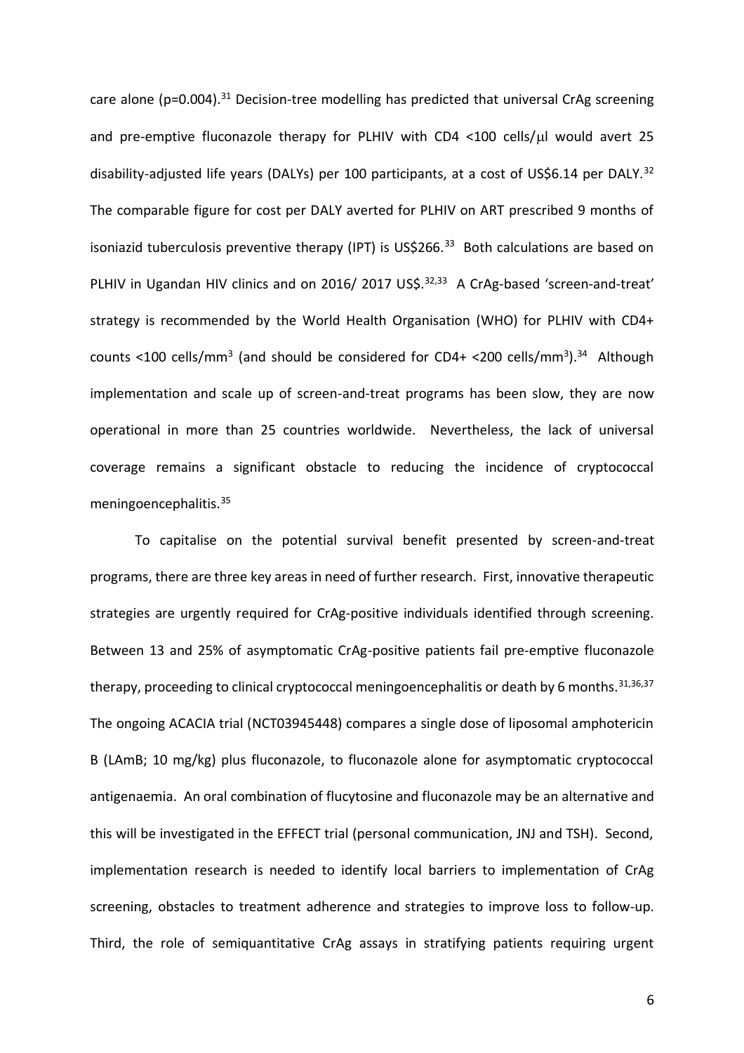care alone (p=0.004).[31] Decision-tree modelling has predicted that universal CrAg screening and pre-emptive fluconazole therapy for PLHIV with CD4 <100 cells/μl would avert 25 disability-adjusted life years (DALYs) per 100 participants, at a cost of US$6.14 per DALY.[32] The comparable figure for cost per DALY averted for PLHIV on ART prescribed 9 months of isoniazid tuberculosis preventive therapy (IPT) is US$266.[33] Both calculations are based on PLHIV in Ugandan HIV clinics and on 2016/ 2017 US$.[32,33] A CrAg-based 'screen-and-treat' strategy is recommended by the World Health Organisation (WHO) for PLHIV with CD4+ counts <100 cells/mm$^3$ (and should be considered for CD4+ <200 cells/mm$^3$).[34] Although implementation and scale up of screen-and-treat programs has been slow, they are now operational in more than 25 countries worldwide. Nevertheless, the lack of universal coverage remains a significant obstacle to reducing the incidence of cryptococcal meningoencephalitis.[35]

To capitalise on the potential survival benefit presented by screen-and-treat programs, there are three key areas in need of further research. First, innovative therapeutic strategies are urgently required for CrAg-positive individuals identified through screening. Between 13 and 25% of asymptomatic CrAg-positive patients fail pre-emptive fluconazole therapy, proceeding to clinical cryptococcal meningoencephalitis or death by 6 months.[31,36,37] The ongoing ACACIA trial (NCT03945448) compares a single dose of liposomal amphotericin B (LAmB; 10 mg/kg) plus fluconazole, to fluconazole alone for asymptomatic cryptococcal antigenaemia. An oral combination of flucytosine and fluconazole may be an alternative and this will be investigated in the EFFECT trial (personal communication, JNJ and TSH). Second, implementation research is needed to identify local barriers to implementation of CrAg screening, obstacles to treatment adherence and strategies to improve loss to follow-up. Third, the role of semiquantitative CrAg assays in stratifying patients requiring urgent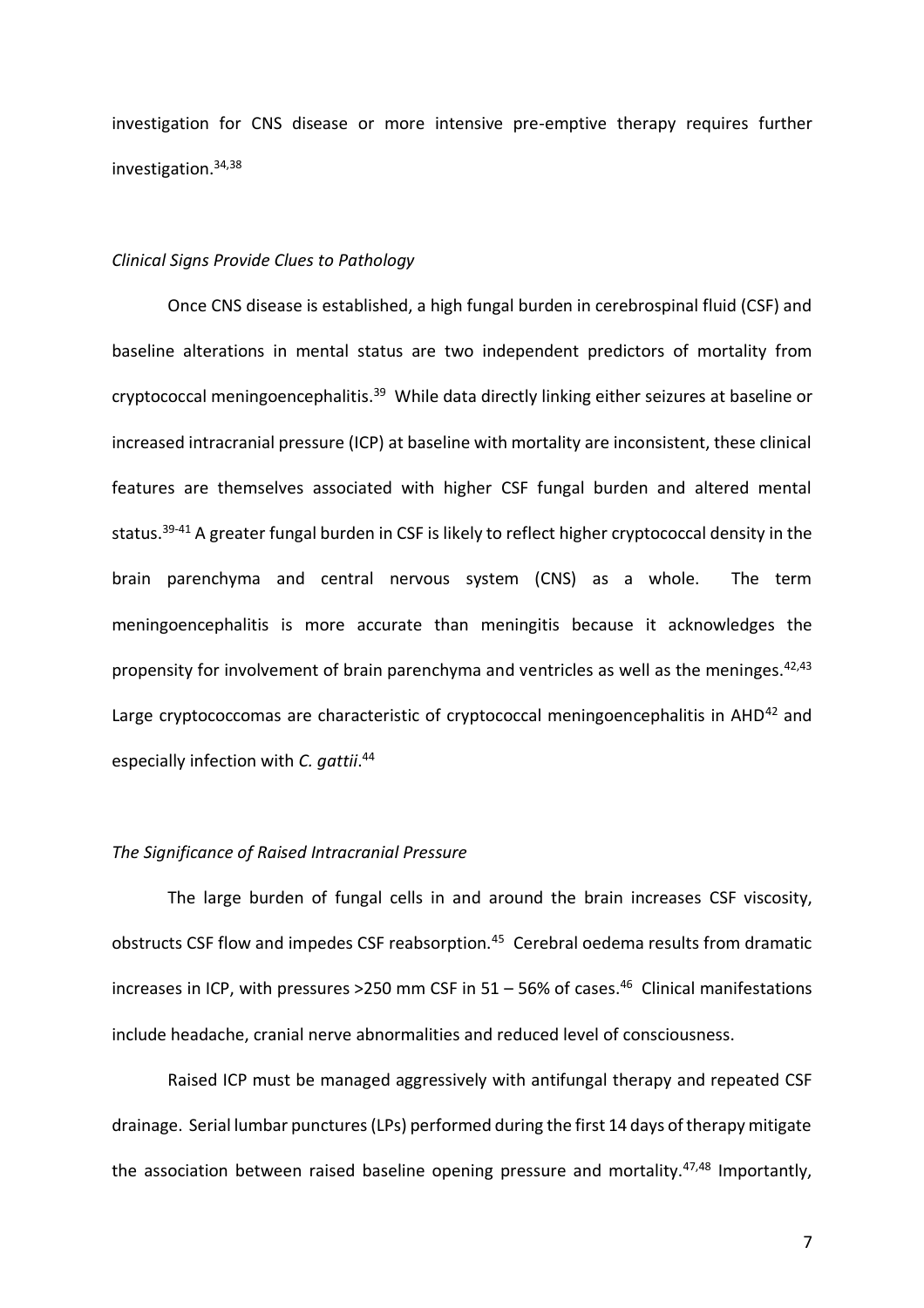investigation for CNS disease or more intensive pre-emptive therapy requires further investigation.[34,38]

*Clinical Signs Provide Clues to Pathology*

Once CNS disease is established, a high fungal burden in cerebrospinal fluid (CSF) and baseline alterations in mental status are two independent predictors of mortality from cryptococcal meningoencephalitis.[39] While data directly linking either seizures at baseline or increased intracranial pressure (ICP) at baseline with mortality are inconsistent, these clinical features are themselves associated with higher CSF fungal burden and altered mental status.[39-41] A greater fungal burden in CSF is likely to reflect higher cryptococcal density in the brain parenchyma and central nervous system (CNS) as a whole. The term meningoencephalitis is more accurate than meningitis because it acknowledges the propensity for involvement of brain parenchyma and ventricles as well as the meninges.[42,43] Large cryptococcomas are characteristic of cryptococcal meningoencephalitis in AHD[42] and especially infection with *C. gattii*.[44]

*The Significance of Raised Intracranial Pressure*

The large burden of fungal cells in and around the brain increases CSF viscosity, obstructs CSF flow and impedes CSF reabsorption.[45] Cerebral oedema results from dramatic increases in ICP, with pressures >250 mm CSF in 51 – 56% of cases.[46] Clinical manifestations include headache, cranial nerve abnormalities and reduced level of consciousness.

Raised ICP must be managed aggressively with antifungal therapy and repeated CSF drainage. Serial lumbar punctures (LPs) performed during the first 14 days of therapy mitigate the association between raised baseline opening pressure and mortality.[47,48] Importantly,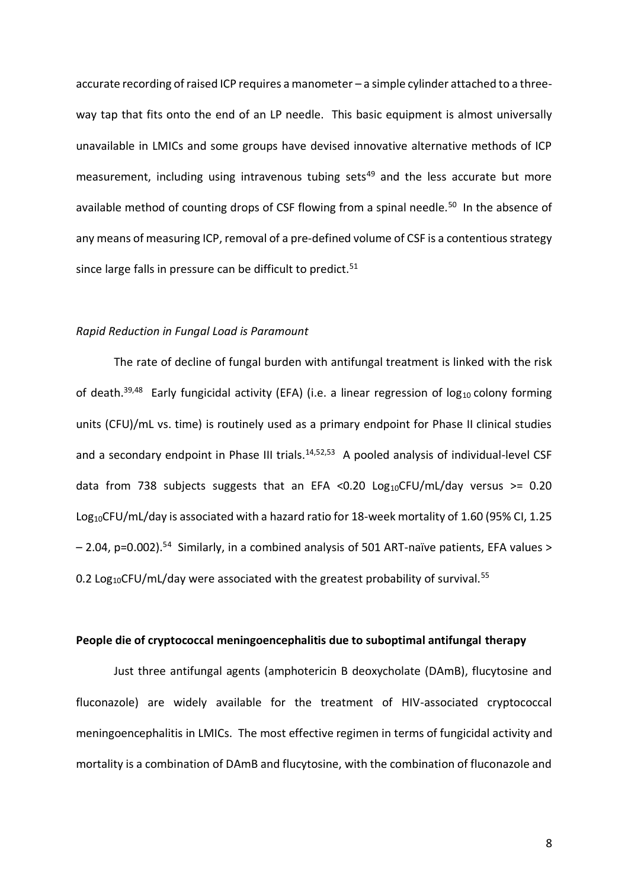accurate recording of raised ICP requires a manometer – a simple cylinder attached to a three-way tap that fits onto the end of an LP needle. This basic equipment is almost universally unavailable in LMICs and some groups have devised innovative alternative methods of ICP measurement, including using intravenous tubing sets[49] and the less accurate but more available method of counting drops of CSF flowing from a spinal needle.[50] In the absence of any means of measuring ICP, removal of a pre-defined volume of CSF is a contentious strategy since large falls in pressure can be difficult to predict.[51]

*Rapid Reduction in Fungal Load is Paramount*

The rate of decline of fungal burden with antifungal treatment is linked with the risk of death.[39,48] Early fungicidal activity (EFA) (i.e. a linear regression of $\log_{10}$ colony forming units (CFU)/mL vs. time) is routinely used as a primary endpoint for Phase II clinical studies and a secondary endpoint in Phase III trials.[14,52,53] A pooled analysis of individual-level CSF data from 738 subjects suggests that an EFA $<0.20$ $\text{Log}_{10}$CFU/mL/day versus $>= 0.20$ $\text{Log}_{10}$CFU/mL/day is associated with a hazard ratio for 18-week mortality of 1.60 (95% CI, 1.25 – 2.04, $p=0.002$).[54] Similarly, in a combined analysis of 501 ART-naïve patients, EFA values > 0.2 $\text{Log}_{10}$CFU/mL/day were associated with the greatest probability of survival.[55]

**People die of cryptococcal meningoencephalitis due to suboptimal antifungal therapy**

Just three antifungal agents (amphotericin B deoxycholate (DAmB), flucytosine and fluconazole) are widely available for the treatment of HIV-associated cryptococcal meningoencephalitis in LMICs. The most effective regimen in terms of fungicidal activity and mortality is a combination of DAmB and flucytosine, with the combination of fluconazole and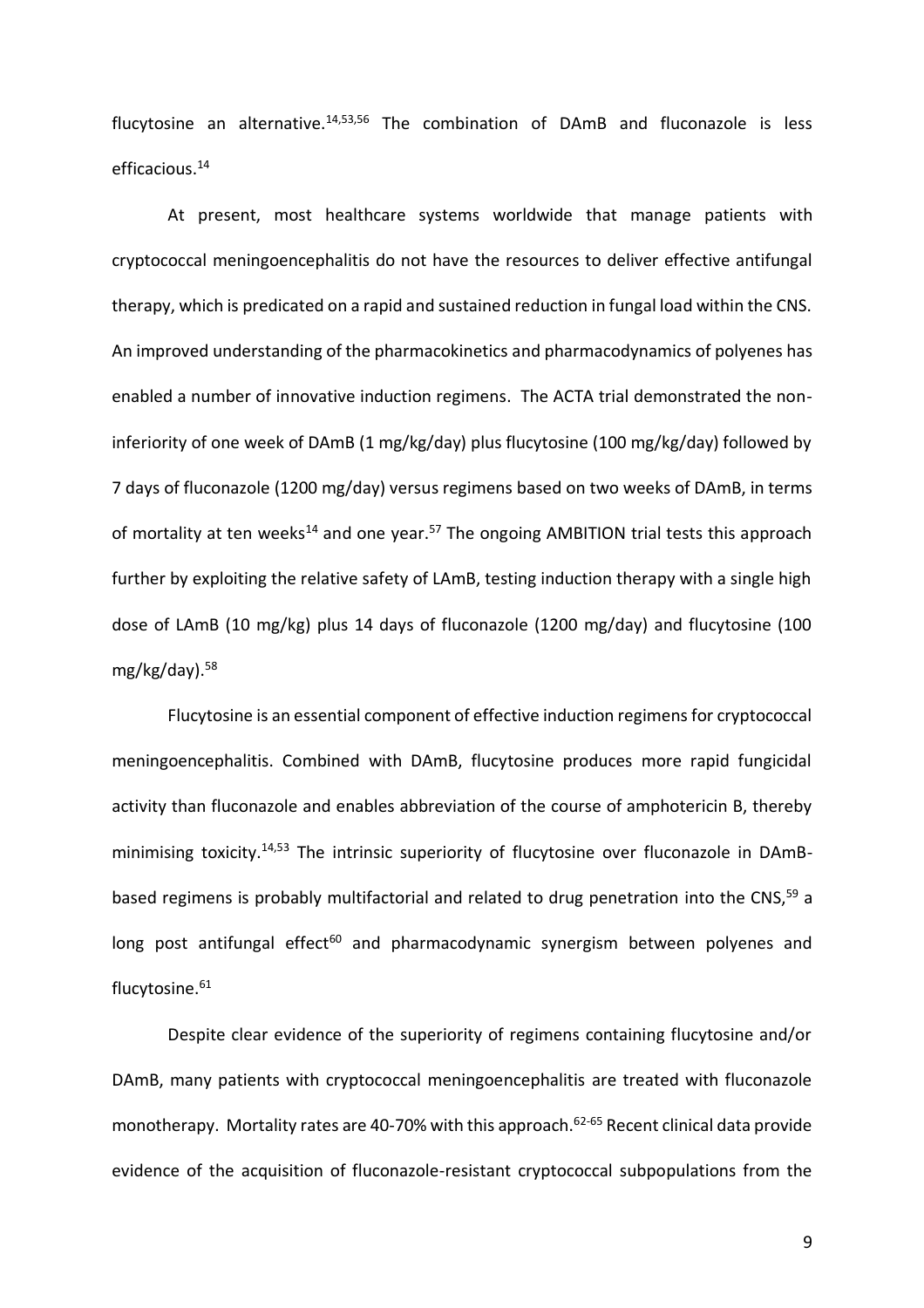flucytosine an alternative.[14,53,56] The combination of DAmB and fluconazole is less efficacious.[14]

At present, most healthcare systems worldwide that manage patients with cryptococcal meningoencephalitis do not have the resources to deliver effective antifungal therapy, which is predicated on a rapid and sustained reduction in fungal load within the CNS. An improved understanding of the pharmacokinetics and pharmacodynamics of polyenes has enabled a number of innovative induction regimens. The ACTA trial demonstrated the non-inferiority of one week of DAmB (1 mg/kg/day) plus flucytosine (100 mg/kg/day) followed by 7 days of fluconazole (1200 mg/day) versus regimens based on two weeks of DAmB, in terms of mortality at ten weeks[14] and one year.[57] The ongoing AMBITION trial tests this approach further by exploiting the relative safety of LAmB, testing induction therapy with a single high dose of LAmB (10 mg/kg) plus 14 days of fluconazole (1200 mg/day) and flucytosine (100 mg/kg/day).[58]

Flucytosine is an essential component of effective induction regimens for cryptococcal meningoencephalitis. Combined with DAmB, flucytosine produces more rapid fungicidal activity than fluconazole and enables abbreviation of the course of amphotericin B, thereby minimising toxicity.[14,53] The intrinsic superiority of flucytosine over fluconazole in DAmB-based regimens is probably multifactorial and related to drug penetration into the CNS,[59] a long post antifungal effect[60] and pharmacodynamic synergism between polyenes and flucytosine.[61]

Despite clear evidence of the superiority of regimens containing flucytosine and/or DAmB, many patients with cryptococcal meningoencephalitis are treated with fluconazole monotherapy. Mortality rates are 40-70% with this approach.[62-65] Recent clinical data provide evidence of the acquisition of fluconazole-resistant cryptococcal subpopulations from the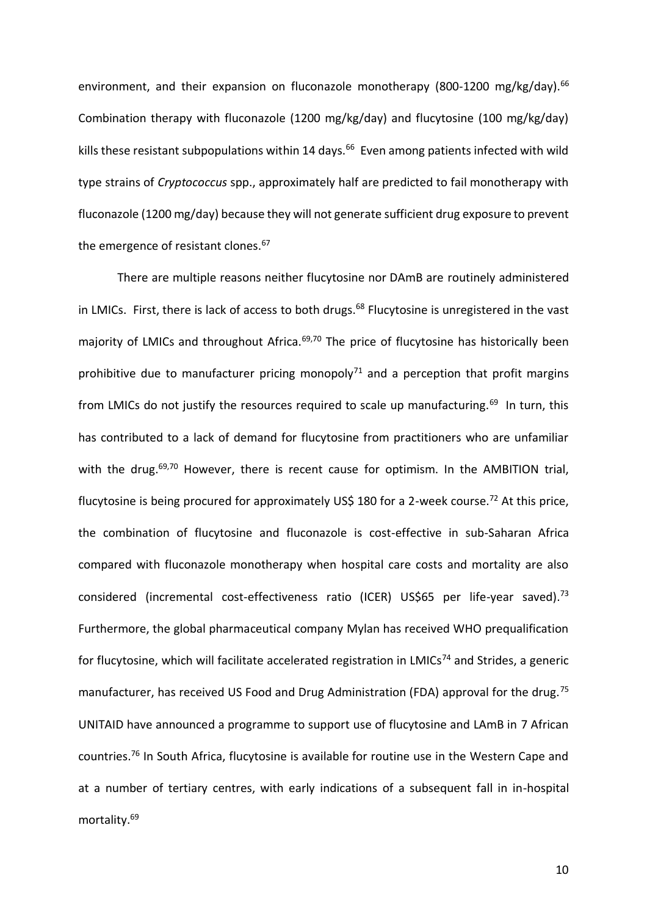environment, and their expansion on fluconazole monotherapy (800-1200 mg/kg/day).[66] Combination therapy with fluconazole (1200 mg/kg/day) and flucytosine (100 mg/kg/day) kills these resistant subpopulations within 14 days.[66] Even among patients infected with wild type strains of *Cryptococcus* spp., approximately half are predicted to fail monotherapy with fluconazole (1200 mg/day) because they will not generate sufficient drug exposure to prevent the emergence of resistant clones.[67]

There are multiple reasons neither flucytosine nor DAmB are routinely administered in LMICs. First, there is lack of access to both drugs.[68] Flucytosine is unregistered in the vast majority of LMICs and throughout Africa.[69,70] The price of flucytosine has historically been prohibitive due to manufacturer pricing monopoly[71] and a perception that profit margins from LMICs do not justify the resources required to scale up manufacturing.[69] In turn, this has contributed to a lack of demand for flucytosine from practitioners who are unfamiliar with the drug.[69,70] However, there is recent cause for optimism. In the AMBITION trial, flucytosine is being procured for approximately US$ 180 for a 2-week course.[72] At this price, the combination of flucytosine and fluconazole is cost-effective in sub-Saharan Africa compared with fluconazole monotherapy when hospital care costs and mortality are also considered (incremental cost-effectiveness ratio (ICER) US$65 per life-year saved).[73] Furthermore, the global pharmaceutical company Mylan has received WHO prequalification for flucytosine, which will facilitate accelerated registration in LMICs[74] and Strides, a generic manufacturer, has received US Food and Drug Administration (FDA) approval for the drug.[75] UNITAID have announced a programme to support use of flucytosine and LAmB in 7 African countries.[76] In South Africa, flucytosine is available for routine use in the Western Cape and at a number of tertiary centres, with early indications of a subsequent fall in in-hospital mortality.[69]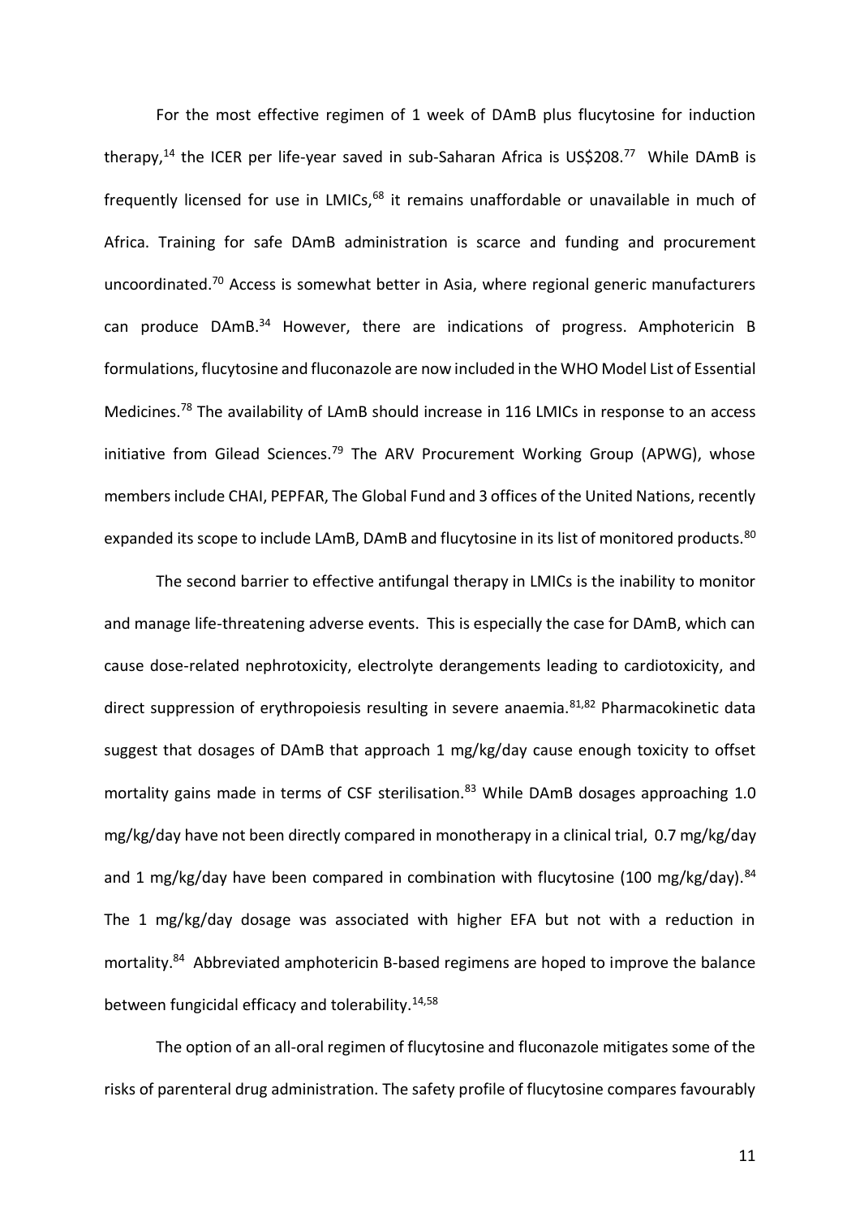For the most effective regimen of 1 week of DAmB plus flucytosine for induction therapy,[14] the ICER per life-year saved in sub-Saharan Africa is US$208.[77] While DAmB is frequently licensed for use in LMICs,[68] it remains unaffordable or unavailable in much of Africa. Training for safe DAmB administration is scarce and funding and procurement uncoordinated.[70] Access is somewhat better in Asia, where regional generic manufacturers can produce DAmB.[34] However, there are indications of progress. Amphotericin B formulations, flucytosine and fluconazole are now included in the WHO Model List of Essential Medicines.[78] The availability of LAmB should increase in 116 LMICs in response to an access initiative from Gilead Sciences.[79] The ARV Procurement Working Group (APWG), whose members include CHAI, PEPFAR, The Global Fund and 3 offices of the United Nations, recently expanded its scope to include LAmB, DAmB and flucytosine in its list of monitored products.[80]

The second barrier to effective antifungal therapy in LMICs is the inability to monitor and manage life-threatening adverse events. This is especially the case for DAmB, which can cause dose-related nephrotoxicity, electrolyte derangements leading to cardiotoxicity, and direct suppression of erythropoiesis resulting in severe anaemia.[81,82] Pharmacokinetic data suggest that dosages of DAmB that approach 1 mg/kg/day cause enough toxicity to offset mortality gains made in terms of CSF sterilisation.[83] While DAmB dosages approaching 1.0 mg/kg/day have not been directly compared in monotherapy in a clinical trial, 0.7 mg/kg/day and 1 mg/kg/day have been compared in combination with flucytosine (100 mg/kg/day).[84] The 1 mg/kg/day dosage was associated with higher EFA but not with a reduction in mortality.[84] Abbreviated amphotericin B-based regimens are hoped to improve the balance between fungicidal efficacy and tolerability.[14,58]

The option of an all-oral regimen of flucytosine and fluconazole mitigates some of the risks of parenteral drug administration. The safety profile of flucytosine compares favourably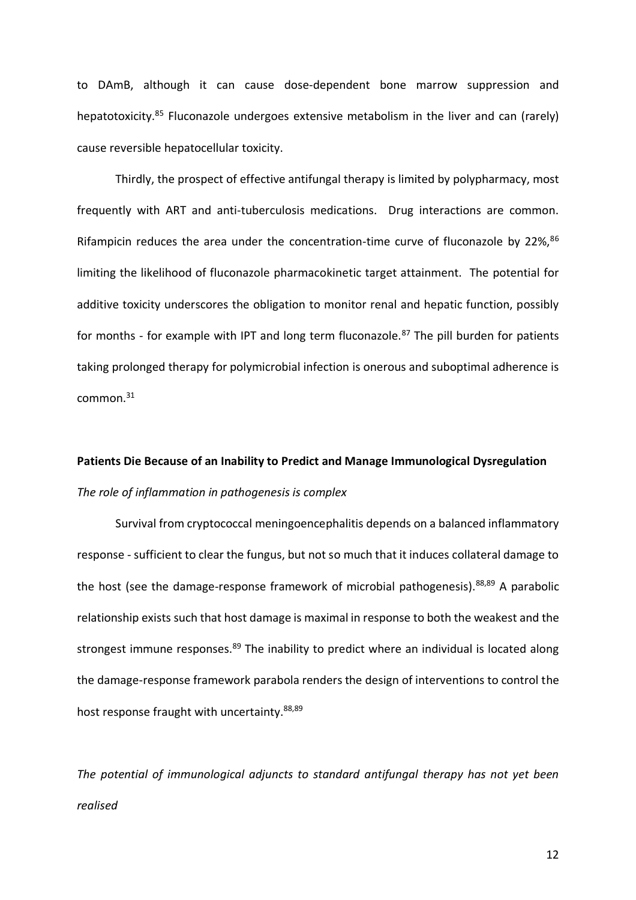to DAmB, although it can cause dose-dependent bone marrow suppression and hepatotoxicity.[85] Fluconazole undergoes extensive metabolism in the liver and can (rarely) cause reversible hepatocellular toxicity.

Thirdly, the prospect of effective antifungal therapy is limited by polypharmacy, most frequently with ART and anti-tuberculosis medications. Drug interactions are common. Rifampicin reduces the area under the concentration-time curve of fluconazole by 22%,[86] limiting the likelihood of fluconazole pharmacokinetic target attainment. The potential for additive toxicity underscores the obligation to monitor renal and hepatic function, possibly for months - for example with IPT and long term fluconazole.[87] The pill burden for patients taking prolonged therapy for polymicrobial infection is onerous and suboptimal adherence is common.[31]

## Patients Die Because of an Inability to Predict and Manage Immunological Dysregulation

### *The role of inflammation in pathogenesis is complex*

Survival from cryptococcal meningoencephalitis depends on a balanced inflammatory response - sufficient to clear the fungus, but not so much that it induces collateral damage to the host (see the damage-response framework of microbial pathogenesis).[88,89] A parabolic relationship exists such that host damage is maximal in response to both the weakest and the strongest immune responses.[89] The inability to predict where an individual is located along the damage-response framework parabola renders the design of interventions to control the host response fraught with uncertainty.[88,89]

### *The potential of immunological adjuncts to standard antifungal therapy has not yet been realised*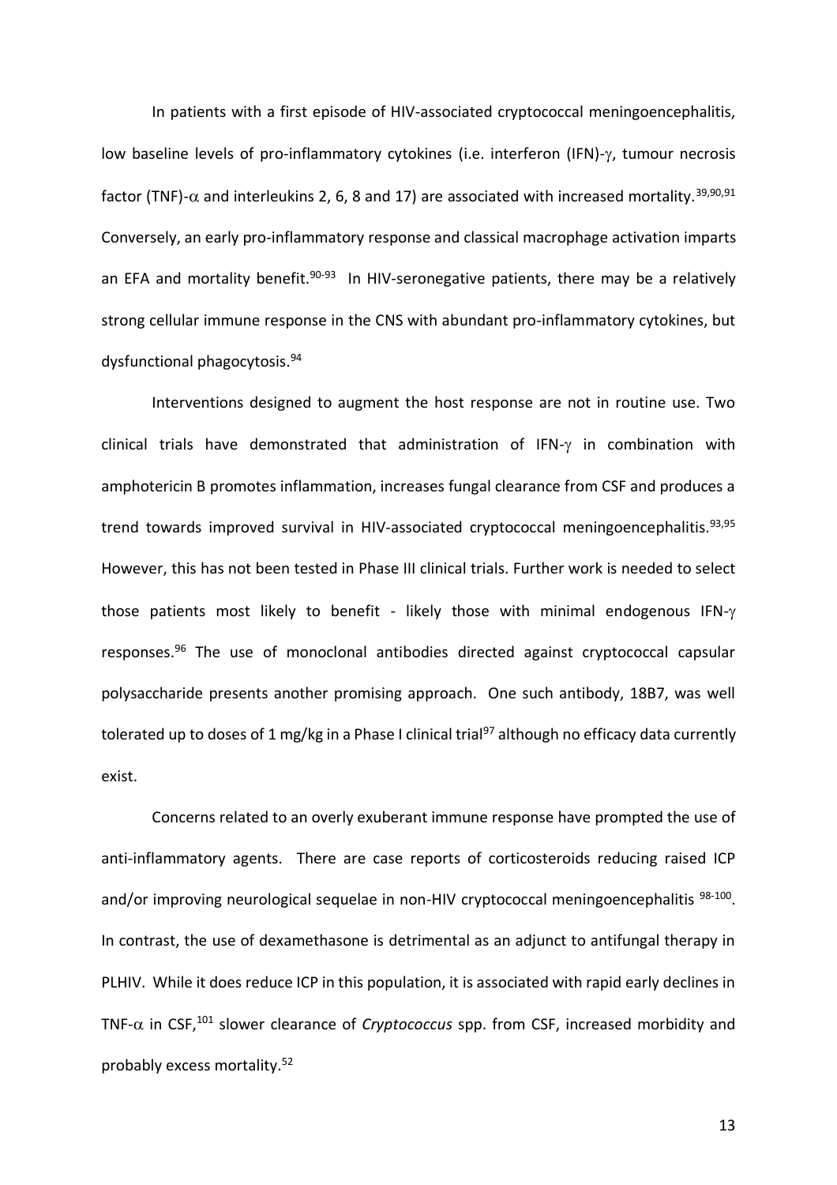In patients with a first episode of HIV-associated cryptococcal meningoencephalitis, low baseline levels of pro-inflammatory cytokines (i.e. interferon (IFN)-$\gamma$, tumour necrosis factor (TNF)-$\alpha$ and interleukins 2, 6, 8 and 17) are associated with increased mortality.[39,90,91] Conversely, an early pro-inflammatory response and classical macrophage activation imparts an EFA and mortality benefit.[90-93] In HIV-seronegative patients, there may be a relatively strong cellular immune response in the CNS with abundant pro-inflammatory cytokines, but dysfunctional phagocytosis.[94]

Interventions designed to augment the host response are not in routine use. Two clinical trials have demonstrated that administration of IFN-$\gamma$ in combination with amphotericin B promotes inflammation, increases fungal clearance from CSF and produces a trend towards improved survival in HIV-associated cryptococcal meningoencephalitis.[93,95] However, this has not been tested in Phase III clinical trials. Further work is needed to select those patients most likely to benefit - likely those with minimal endogenous IFN-$\gamma$ responses.[96] The use of monoclonal antibodies directed against cryptococcal capsular polysaccharide presents another promising approach. One such antibody, 18B7, was well tolerated up to doses of 1 mg/kg in a Phase I clinical trial[97] although no efficacy data currently exist.

Concerns related to an overly exuberant immune response have prompted the use of anti-inflammatory agents. There are case reports of corticosteroids reducing raised ICP and/or improving neurological sequelae in non-HIV cryptococcal meningoencephalitis [98-100]. In contrast, the use of dexamethasone is detrimental as an adjunct to antifungal therapy in PLHIV. While it does reduce ICP in this population, it is associated with rapid early declines in TNF-$\alpha$ in CSF,[101] slower clearance of *Cryptococcus* spp. from CSF, increased morbidity and probably excess mortality.[52]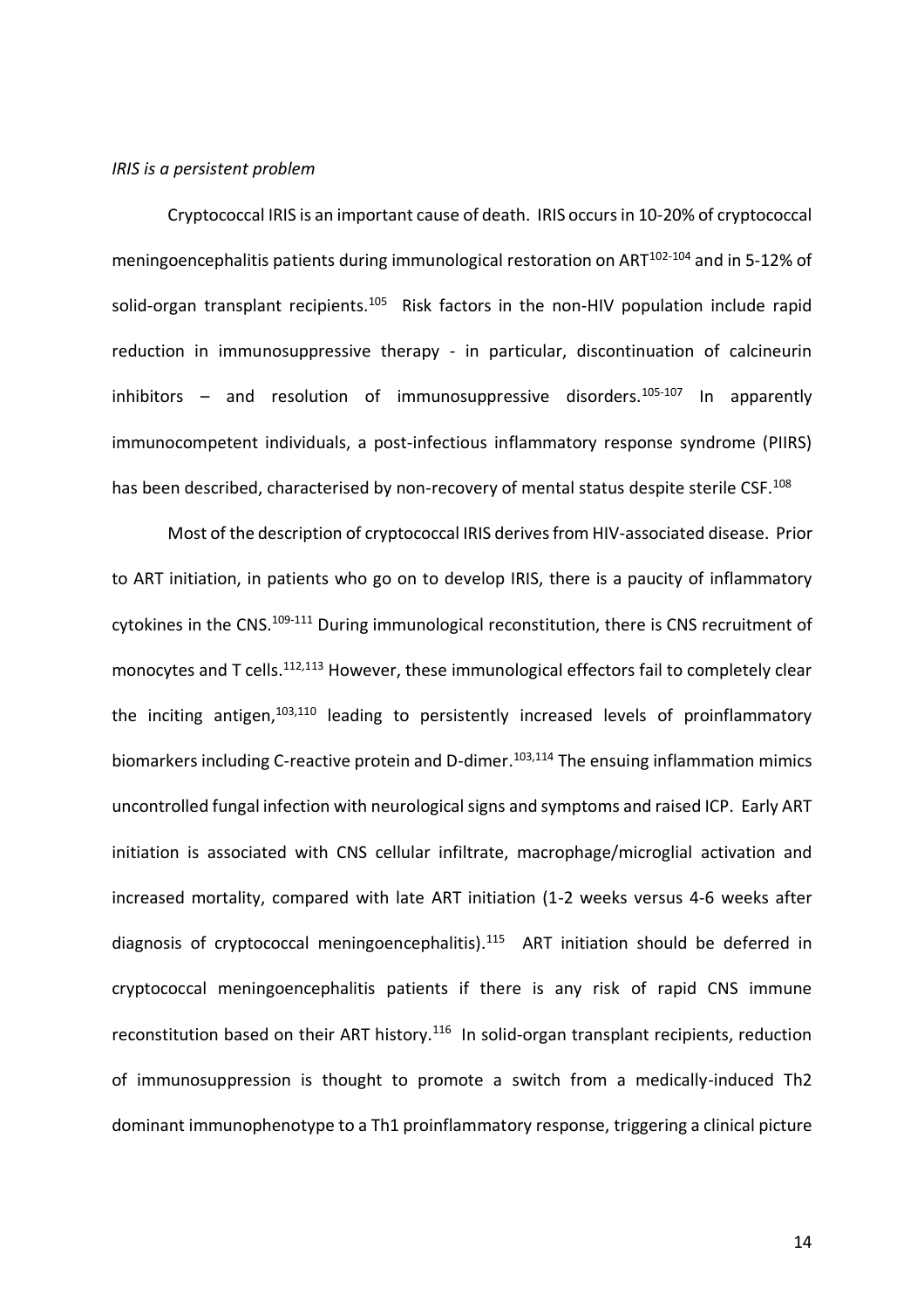*IRIS is a persistent problem*

Cryptococcal IRIS is an important cause of death. IRIS occurs in 10-20% of cryptococcal meningoencephalitis patients during immunological restoration on ART[102-104] and in 5-12% of solid-organ transplant recipients.[105] Risk factors in the non-HIV population include rapid reduction in immunosuppressive therapy - in particular, discontinuation of calcineurin inhibitors – and resolution of immunosuppressive disorders.[105-107] In apparently immunocompetent individuals, a post-infectious inflammatory response syndrome (PIIRS) has been described, characterised by non-recovery of mental status despite sterile CSF.[108]

Most of the description of cryptococcal IRIS derives from HIV-associated disease. Prior to ART initiation, in patients who go on to develop IRIS, there is a paucity of inflammatory cytokines in the CNS.[109-111] During immunological reconstitution, there is CNS recruitment of monocytes and T cells.[112,113] However, these immunological effectors fail to completely clear the inciting antigen,[103,110] leading to persistently increased levels of proinflammatory biomarkers including C-reactive protein and D-dimer.[103,114] The ensuing inflammation mimics uncontrolled fungal infection with neurological signs and symptoms and raised ICP. Early ART initiation is associated with CNS cellular infiltrate, macrophage/microglial activation and increased mortality, compared with late ART initiation (1-2 weeks versus 4-6 weeks after diagnosis of cryptococcal meningoencephalitis).[115] ART initiation should be deferred in cryptococcal meningoencephalitis patients if there is any risk of rapid CNS immune reconstitution based on their ART history.[116] In solid-organ transplant recipients, reduction of immunosuppression is thought to promote a switch from a medically-induced Th2 dominant immunophenotype to a Th1 proinflammatory response, triggering a clinical picture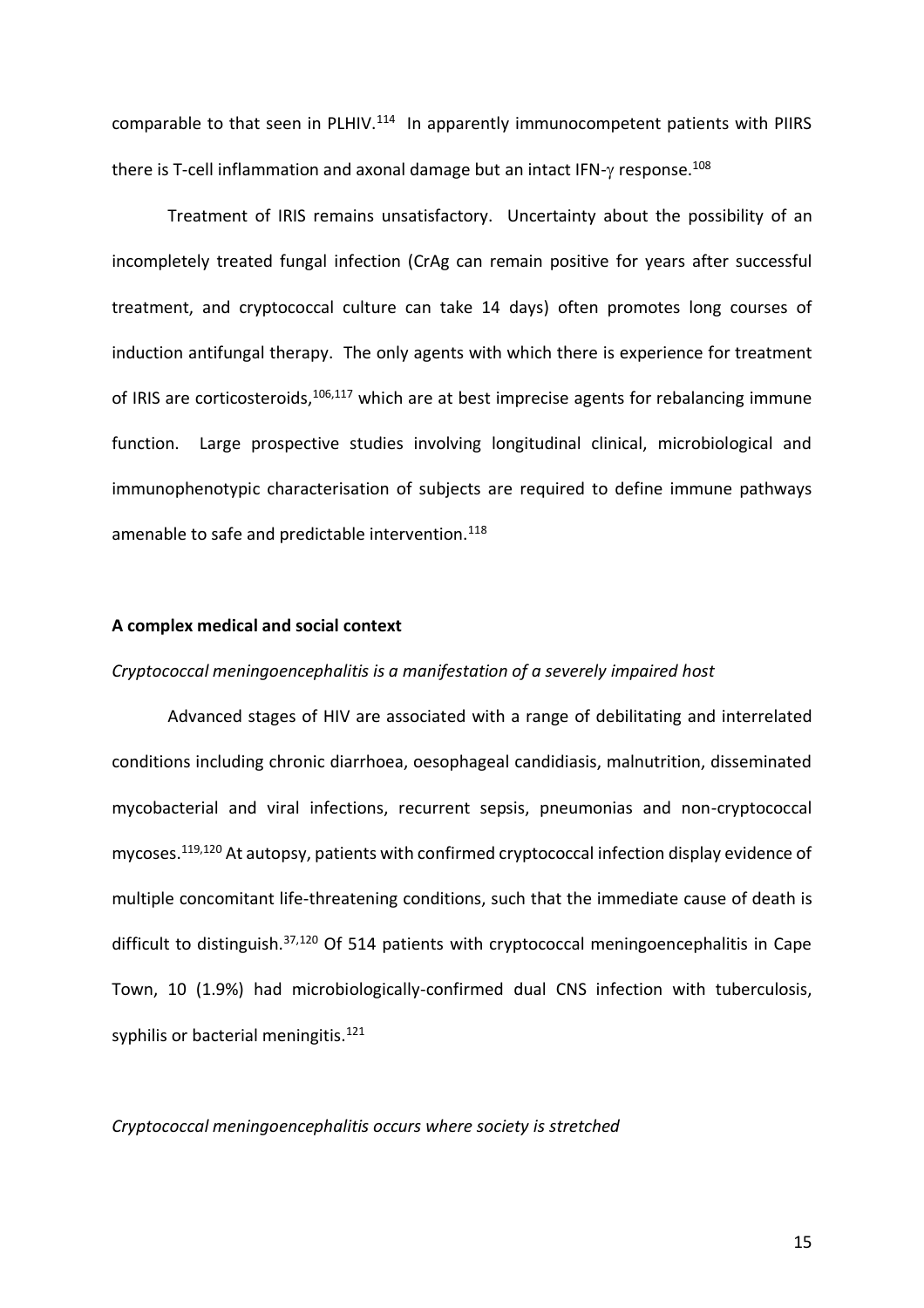comparable to that seen in PLHIV.[114] In apparently immunocompetent patients with PIIRS there is T-cell inflammation and axonal damage but an intact IFN-$\gamma$ response.[108]

Treatment of IRIS remains unsatisfactory. Uncertainty about the possibility of an incompletely treated fungal infection (CrAg can remain positive for years after successful treatment, and cryptococcal culture can take 14 days) often promotes long courses of induction antifungal therapy. The only agents with which there is experience for treatment of IRIS are corticosteroids,[106,117] which are at best imprecise agents for rebalancing immune function. Large prospective studies involving longitudinal clinical, microbiological and immunophenotypic characterisation of subjects are required to define immune pathways amenable to safe and predictable intervention.[118]

## A complex medical and social context

### *Cryptococcal meningoencephalitis is a manifestation of a severely impaired host*

Advanced stages of HIV are associated with a range of debilitating and interrelated conditions including chronic diarrhoea, oesophageal candidiasis, malnutrition, disseminated mycobacterial and viral infections, recurrent sepsis, pneumonias and non-cryptococcal mycoses.[119,120] At autopsy, patients with confirmed cryptococcal infection display evidence of multiple concomitant life-threatening conditions, such that the immediate cause of death is difficult to distinguish.[37,120] Of 514 patients with cryptococcal meningoencephalitis in Cape Town, 10 (1.9%) had microbiologically-confirmed dual CNS infection with tuberculosis, syphilis or bacterial meningitis.[121]

### *Cryptococcal meningoencephalitis occurs where society is stretched*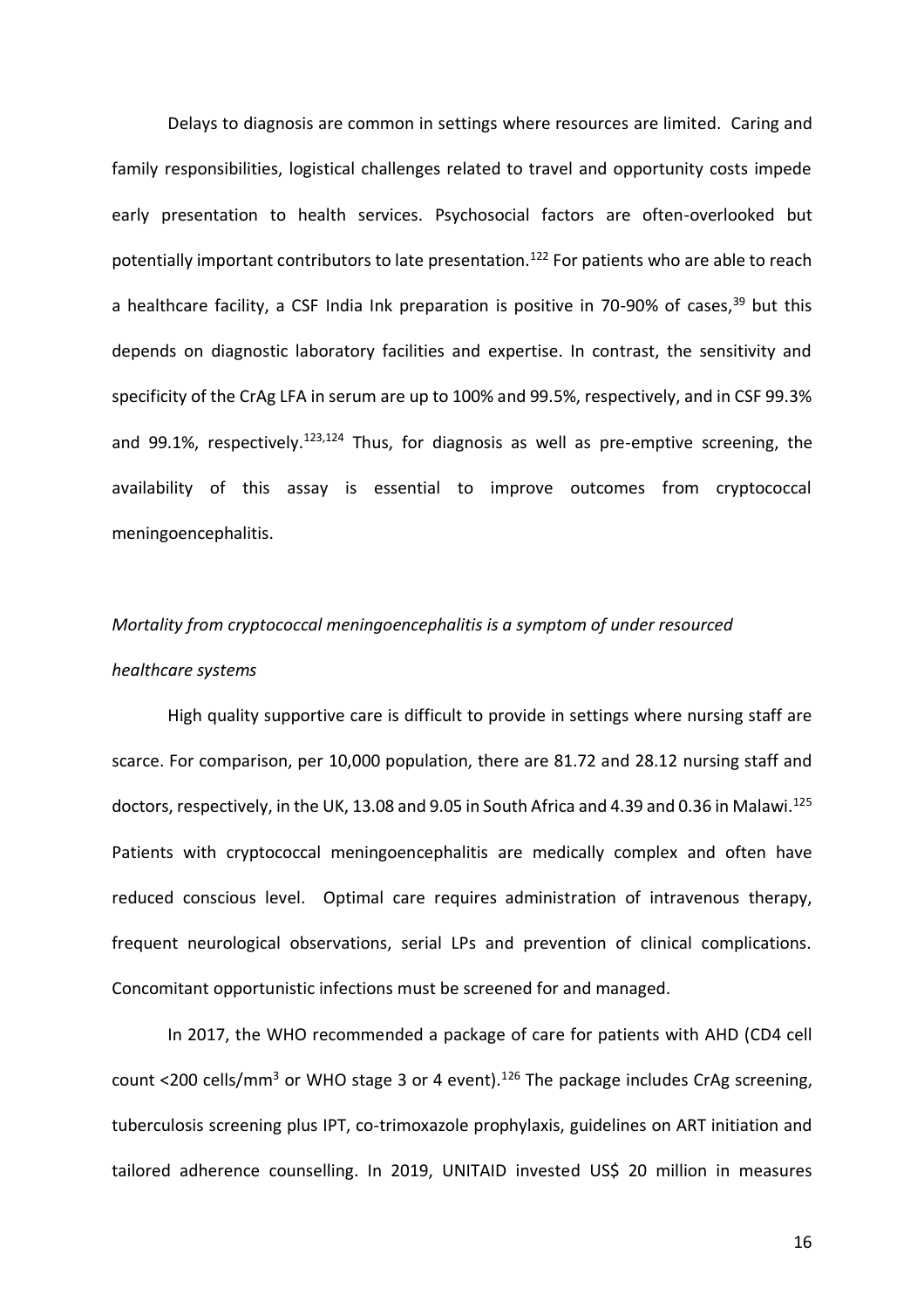Delays to diagnosis are common in settings where resources are limited. Caring and family responsibilities, logistical challenges related to travel and opportunity costs impede early presentation to health services. Psychosocial factors are often-overlooked but potentially important contributors to late presentation.[122] For patients who are able to reach a healthcare facility, a CSF India Ink preparation is positive in 70-90% of cases,[39] but this depends on diagnostic laboratory facilities and expertise. In contrast, the sensitivity and specificity of the CrAg LFA in serum are up to 100% and 99.5%, respectively, and in CSF 99.3% and 99.1%, respectively.[123,124] Thus, for diagnosis as well as pre-emptive screening, the availability of this assay is essential to improve outcomes from cryptococcal meningoencephalitis.

*Mortality from cryptococcal meningoencephalitis is a symptom of under resourced healthcare systems*

High quality supportive care is difficult to provide in settings where nursing staff are scarce. For comparison, per 10,000 population, there are 81.72 and 28.12 nursing staff and doctors, respectively, in the UK, 13.08 and 9.05 in South Africa and 4.39 and 0.36 in Malawi.[125] Patients with cryptococcal meningoencephalitis are medically complex and often have reduced conscious level. Optimal care requires administration of intravenous therapy, frequent neurological observations, serial LPs and prevention of clinical complications. Concomitant opportunistic infections must be screened for and managed.

In 2017, the WHO recommended a package of care for patients with AHD (CD4 cell count <200 cells/mm$^3$ or WHO stage 3 or 4 event).[126] The package includes CrAg screening, tuberculosis screening plus IPT, co-trimoxazole prophylaxis, guidelines on ART initiation and tailored adherence counselling. In 2019, UNITAID invested US$ 20 million in measures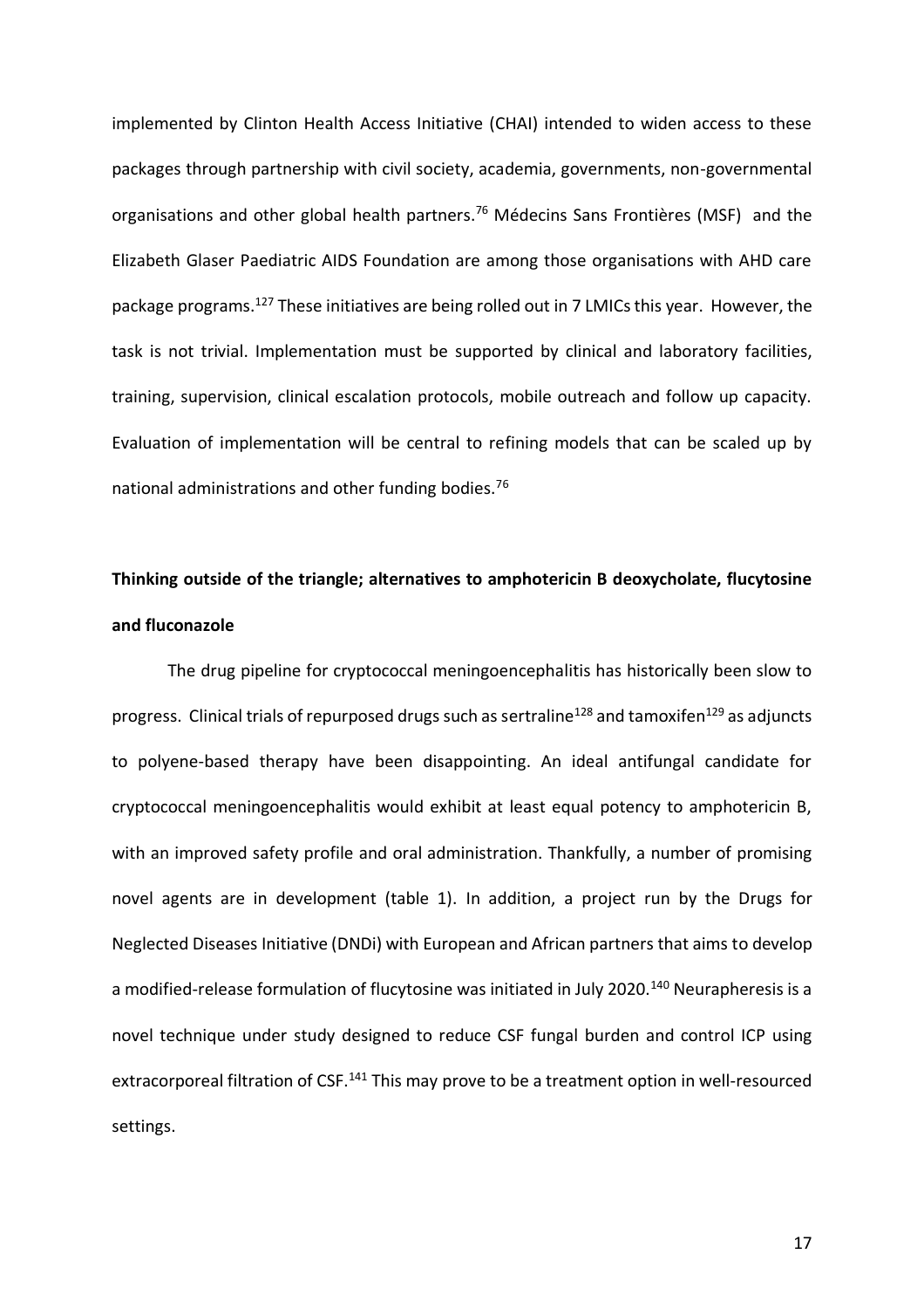implemented by Clinton Health Access Initiative (CHAI) intended to widen access to these packages through partnership with civil society, academia, governments, non-governmental organisations and other global health partners.[76] Médecins Sans Frontières (MSF) and the Elizabeth Glaser Paediatric AIDS Foundation are among those organisations with AHD care package programs.[127] These initiatives are being rolled out in 7 LMICs this year. However, the task is not trivial. Implementation must be supported by clinical and laboratory facilities, training, supervision, clinical escalation protocols, mobile outreach and follow up capacity. Evaluation of implementation will be central to refining models that can be scaled up by national administrations and other funding bodies.[76]

**Thinking outside of the triangle; alternatives to amphotericin B deoxycholate, flucytosine and fluconazole**

The drug pipeline for cryptococcal meningoencephalitis has historically been slow to progress. Clinical trials of repurposed drugs such as sertraline[128] and tamoxifen[129] as adjuncts to polyene-based therapy have been disappointing. An ideal antifungal candidate for cryptococcal meningoencephalitis would exhibit at least equal potency to amphotericin B, with an improved safety profile and oral administration. Thankfully, a number of promising novel agents are in development (table 1). In addition, a project run by the Drugs for Neglected Diseases Initiative (DNDi) with European and African partners that aims to develop a modified-release formulation of flucytosine was initiated in July 2020.[140] Neurapheresis is a novel technique under study designed to reduce CSF fungal burden and control ICP using extracorporeal filtration of CSF.[141] This may prove to be a treatment option in well-resourced settings.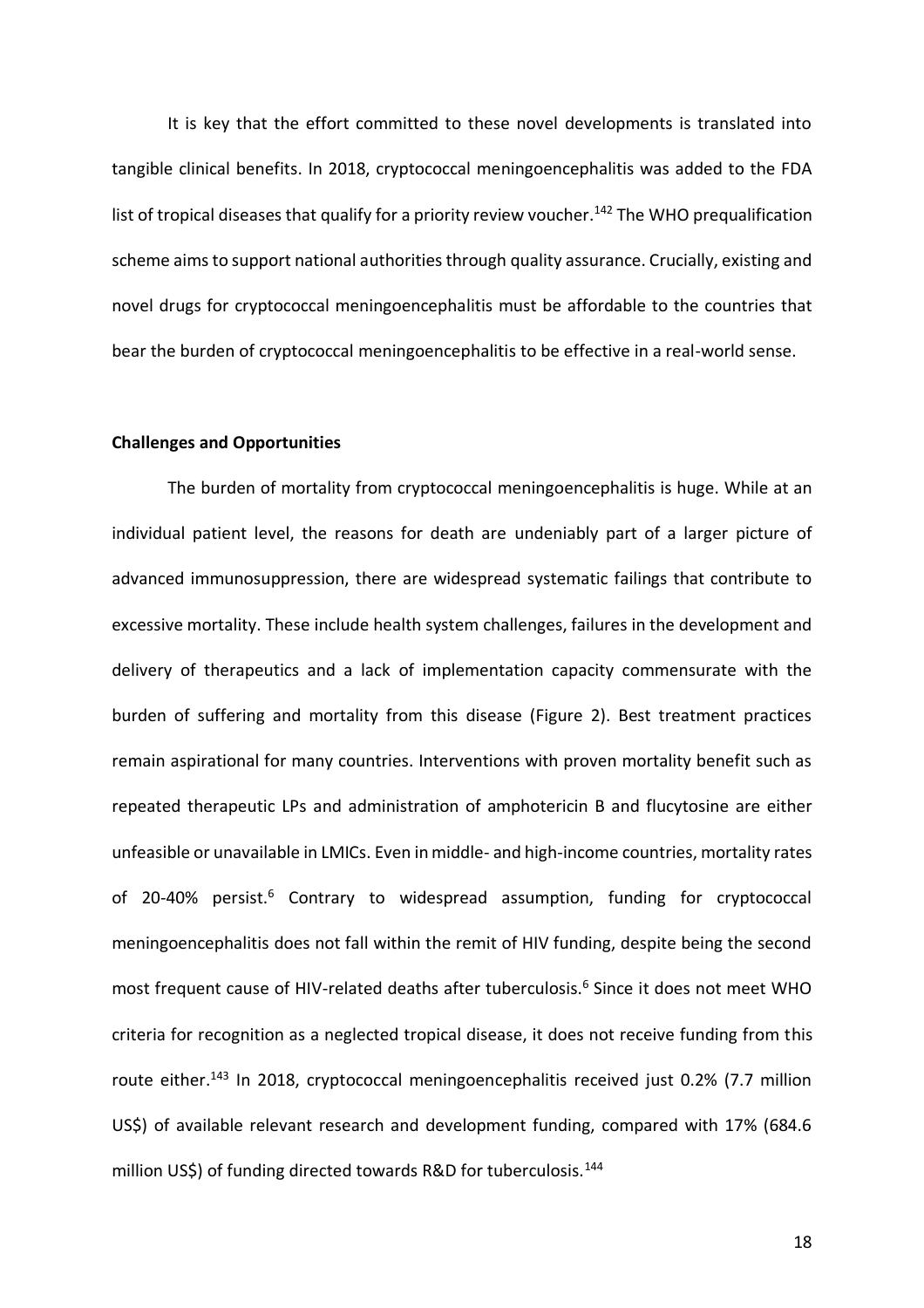It is key that the effort committed to these novel developments is translated into tangible clinical benefits. In 2018, cryptococcal meningoencephalitis was added to the FDA list of tropical diseases that qualify for a priority review voucher.[142] The WHO prequalification scheme aims to support national authorities through quality assurance. Crucially, existing and novel drugs for cryptococcal meningoencephalitis must be affordable to the countries that bear the burden of cryptococcal meningoencephalitis to be effective in a real-world sense.

**Challenges and Opportunities**

The burden of mortality from cryptococcal meningoencephalitis is huge. While at an individual patient level, the reasons for death are undeniably part of a larger picture of advanced immunosuppression, there are widespread systematic failings that contribute to excessive mortality. These include health system challenges, failures in the development and delivery of therapeutics and a lack of implementation capacity commensurate with the burden of suffering and mortality from this disease (Figure 2). Best treatment practices remain aspirational for many countries. Interventions with proven mortality benefit such as repeated therapeutic LPs and administration of amphotericin B and flucytosine are either unfeasible or unavailable in LMICs. Even in middle- and high-income countries, mortality rates of 20-40% persist.[6] Contrary to widespread assumption, funding for cryptococcal meningoencephalitis does not fall within the remit of HIV funding, despite being the second most frequent cause of HIV-related deaths after tuberculosis.[6] Since it does not meet WHO criteria for recognition as a neglected tropical disease, it does not receive funding from this route either.[143] In 2018, cryptococcal meningoencephalitis received just 0.2% (7.7 million US$) of available relevant research and development funding, compared with 17% (684.6 million US$) of funding directed towards R&D for tuberculosis.[144]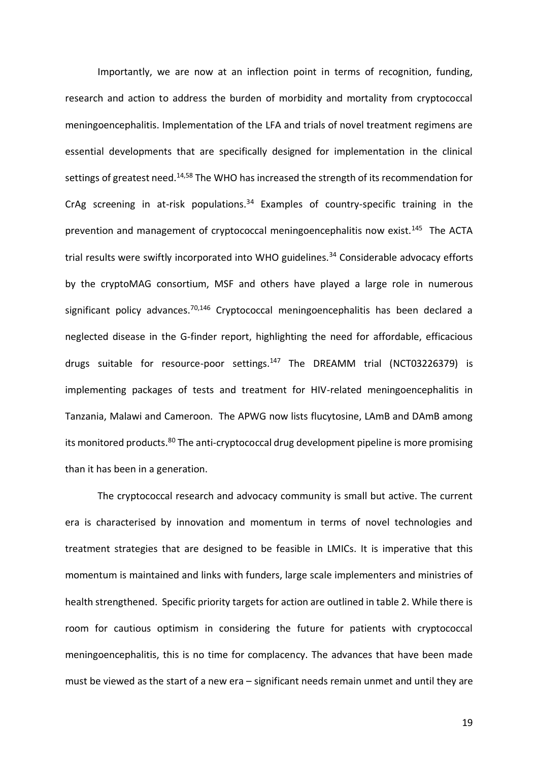Importantly, we are now at an inflection point in terms of recognition, funding, research and action to address the burden of morbidity and mortality from cryptococcal meningoencephalitis. Implementation of the LFA and trials of novel treatment regimens are essential developments that are specifically designed for implementation in the clinical settings of greatest need.[14,58] The WHO has increased the strength of its recommendation for CrAg screening in at-risk populations.[34] Examples of country-specific training in the prevention and management of cryptococcal meningoencephalitis now exist.[145] The ACTA trial results were swiftly incorporated into WHO guidelines.[34] Considerable advocacy efforts by the cryptoMAG consortium, MSF and others have played a large role in numerous significant policy advances.[70,146] Cryptococcal meningoencephalitis has been declared a neglected disease in the G-finder report, highlighting the need for affordable, efficacious drugs suitable for resource-poor settings.[147] The DREAMM trial (NCT03226379) is implementing packages of tests and treatment for HIV-related meningoencephalitis in Tanzania, Malawi and Cameroon. The APWG now lists flucytosine, LAmB and DAmB among its monitored products.[80] The anti-cryptococcal drug development pipeline is more promising than it has been in a generation.

The cryptococcal research and advocacy community is small but active. The current era is characterised by innovation and momentum in terms of novel technologies and treatment strategies that are designed to be feasible in LMICs. It is imperative that this momentum is maintained and links with funders, large scale implementers and ministries of health strengthened. Specific priority targets for action are outlined in table 2. While there is room for cautious optimism in considering the future for patients with cryptococcal meningoencephalitis, this is no time for complacency. The advances that have been made must be viewed as the start of a new era – significant needs remain unmet and until they are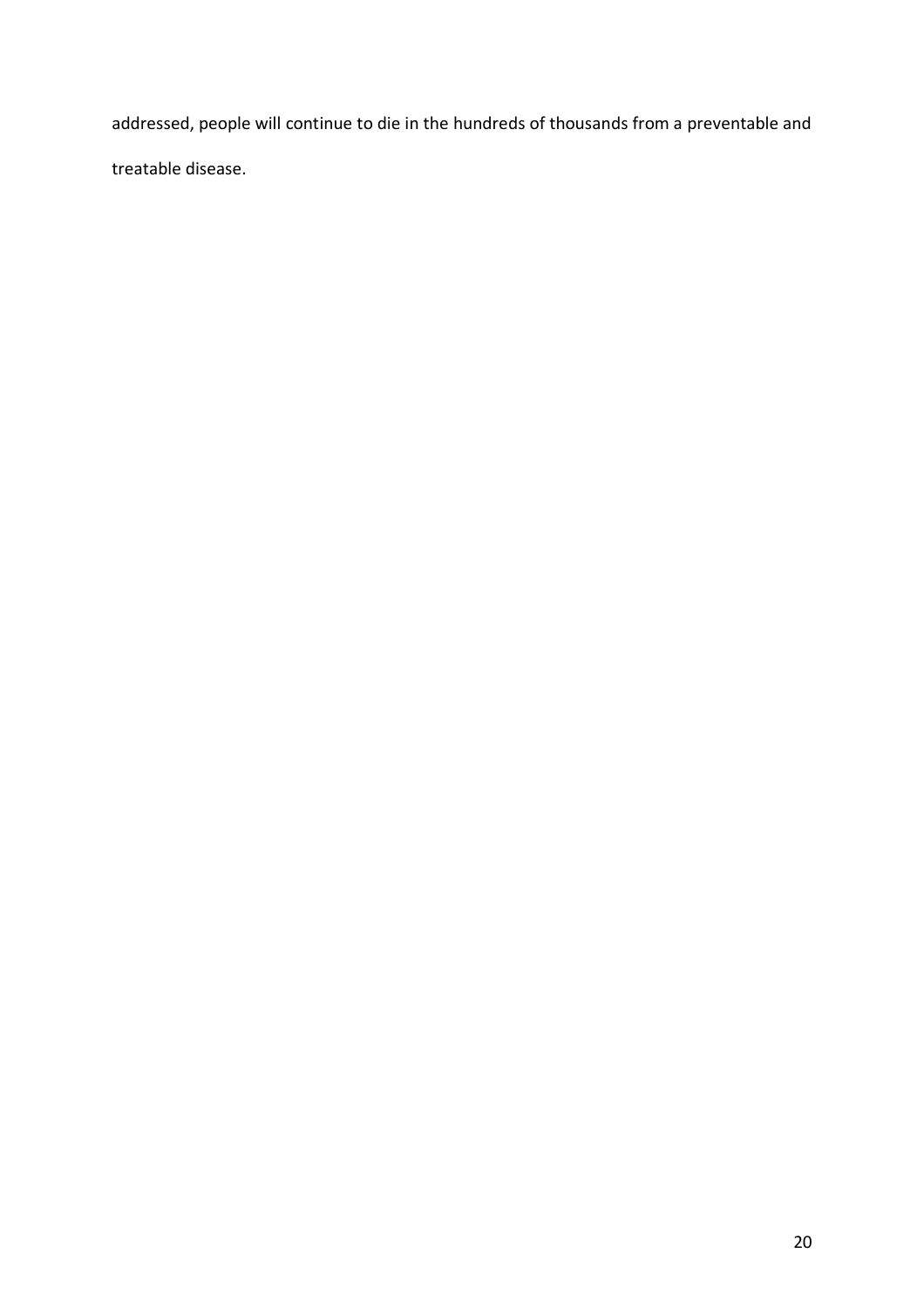addressed, people will continue to die in the hundreds of thousands from a preventable and treatable disease.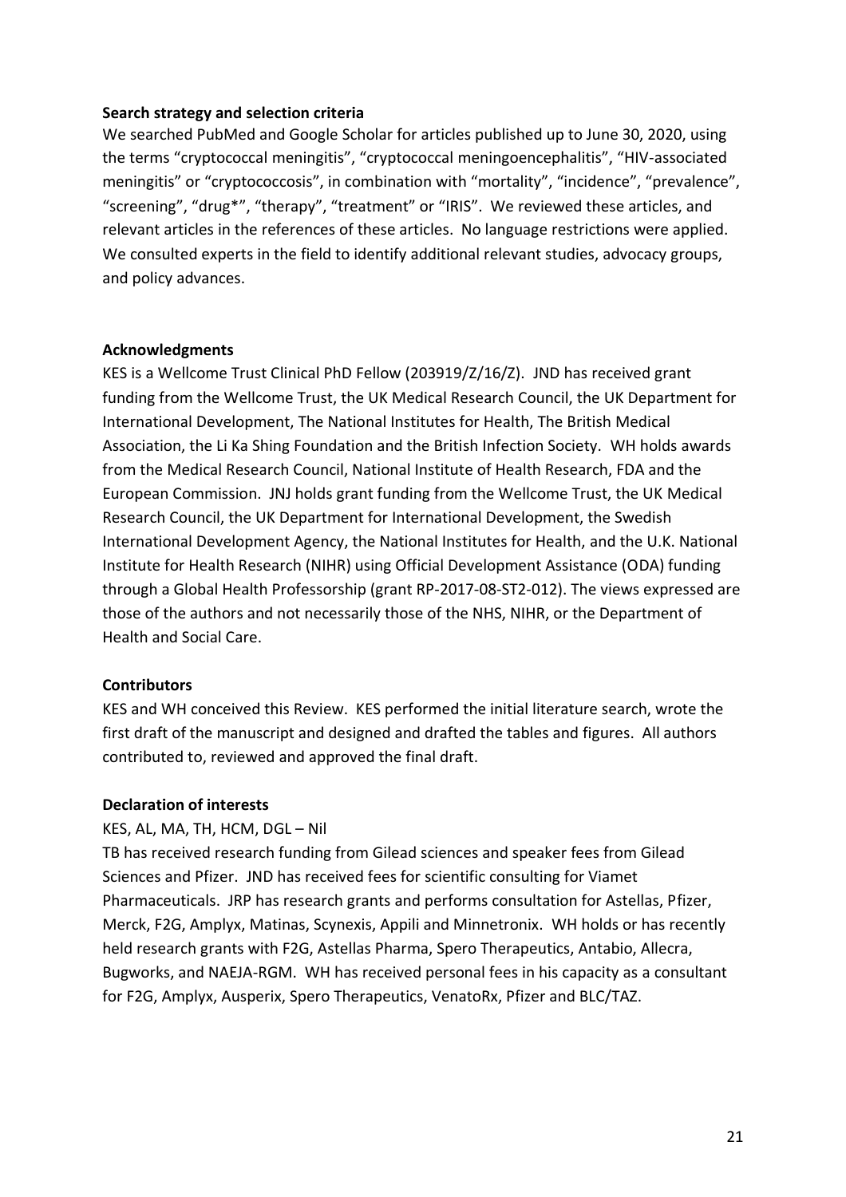**Search strategy and selection criteria**

We searched PubMed and Google Scholar for articles published up to June 30, 2020, using the terms "cryptococcal meningitis", "cryptococcal meningoencephalitis", "HIV-associated meningitis" or "cryptococcosis", in combination with "mortality", "incidence", "prevalence", "screening", "drug*", "therapy", "treatment" or "IRIS". We reviewed these articles, and relevant articles in the references of these articles. No language restrictions were applied. We consulted experts in the field to identify additional relevant studies, advocacy groups, and policy advances.

**Acknowledgments**

KES is a Wellcome Trust Clinical PhD Fellow (203919/Z/16/Z). JND has received grant funding from the Wellcome Trust, the UK Medical Research Council, the UK Department for International Development, The National Institutes for Health, The British Medical Association, the Li Ka Shing Foundation and the British Infection Society. WH holds awards from the Medical Research Council, National Institute of Health Research, FDA and the European Commission. JNJ holds grant funding from the Wellcome Trust, the UK Medical Research Council, the UK Department for International Development, the Swedish International Development Agency, the National Institutes for Health, and the U.K. National Institute for Health Research (NIHR) using Official Development Assistance (ODA) funding through a Global Health Professorship (grant RP-2017-08-ST2-012). The views expressed are those of the authors and not necessarily those of the NHS, NIHR, or the Department of Health and Social Care.

**Contributors**

KES and WH conceived this Review. KES performed the initial literature search, wrote the first draft of the manuscript and designed and drafted the tables and figures. All authors contributed to, reviewed and approved the final draft.

**Declaration of interests**

KES, AL, MA, TH, HCM, DGL – Nil

TB has received research funding from Gilead sciences and speaker fees from Gilead Sciences and Pfizer. JND has received fees for scientific consulting for Viamet Pharmaceuticals. JRP has research grants and performs consultation for Astellas, Pfizer, Merck, F2G, Amplyx, Matinas, Scynexis, Appili and Minnetronix. WH holds or has recently held research grants with F2G, Astellas Pharma, Spero Therapeutics, Antabio, Allecra, Bugworks, and NAEJA-RGM. WH has received personal fees in his capacity as a consultant for F2G, Amplyx, Ausperix, Spero Therapeutics, VenatoRx, Pfizer and BLC/TAZ.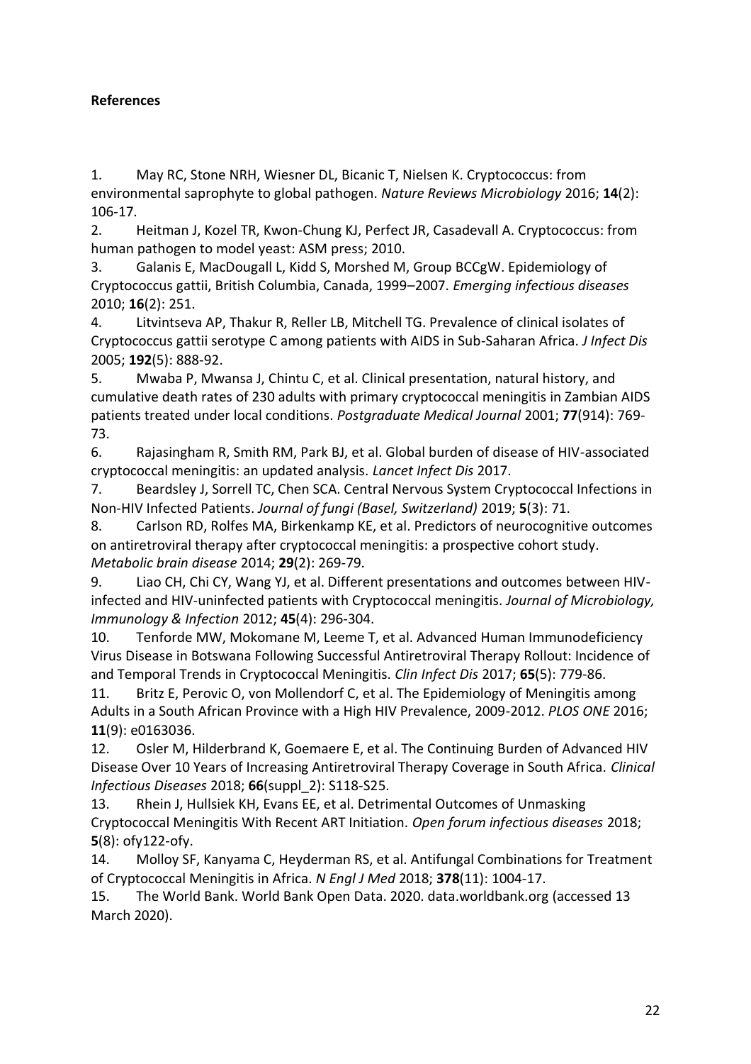**References**

1. May RC, Stone NRH, Wiesner DL, Bicanic T, Nielsen K. Cryptococcus: from environmental saprophyte to global pathogen. *Nature Reviews Microbiology* 2016; **14**(2): 106-17.
2. Heitman J, Kozel TR, Kwon-Chung KJ, Perfect JR, Casadevall A. Cryptococcus: from human pathogen to model yeast: ASM press; 2010.
3. Galanis E, MacDougall L, Kidd S, Morshed M, Group BCCgW. Epidemiology of Cryptococcus gattii, British Columbia, Canada, 1999–2007. *Emerging infectious diseases* 2010; **16**(2): 251.
4. Litvintseva AP, Thakur R, Reller LB, Mitchell TG. Prevalence of clinical isolates of Cryptococcus gattii serotype C among patients with AIDS in Sub-Saharan Africa. *J Infect Dis* 2005; **192**(5): 888-92.
5. Mwaba P, Mwansa J, Chintu C, et al. Clinical presentation, natural history, and cumulative death rates of 230 adults with primary cryptococcal meningitis in Zambian AIDS patients treated under local conditions. *Postgraduate Medical Journal* 2001; **77**(914): 769-73.
6. Rajasingham R, Smith RM, Park BJ, et al. Global burden of disease of HIV-associated cryptococcal meningitis: an updated analysis. *Lancet Infect Dis* 2017.
7. Beardsley J, Sorrell TC, Chen SCA. Central Nervous System Cryptococcal Infections in Non-HIV Infected Patients. *Journal of fungi (Basel, Switzerland)* 2019; **5**(3): 71.
8. Carlson RD, Rolfes MA, Birkenkamp KE, et al. Predictors of neurocognitive outcomes on antiretroviral therapy after cryptococcal meningitis: a prospective cohort study. *Metabolic brain disease* 2014; **29**(2): 269-79.
9. Liao CH, Chi CY, Wang YJ, et al. Different presentations and outcomes between HIV-infected and HIV-uninfected patients with Cryptococcal meningitis. *Journal of Microbiology, Immunology & Infection* 2012; **45**(4): 296-304.
10. Tenforde MW, Mokomane M, Leeme T, et al. Advanced Human Immunodeficiency Virus Disease in Botswana Following Successful Antiretroviral Therapy Rollout: Incidence of and Temporal Trends in Cryptococcal Meningitis. *Clin Infect Dis* 2017; **65**(5): 779-86.
11. Britz E, Perovic O, von Mollendorf C, et al. The Epidemiology of Meningitis among Adults in a South African Province with a High HIV Prevalence, 2009-2012. *PLOS ONE* 2016; **11**(9): e0163036.
12. Osler M, Hilderbrand K, Goemaere E, et al. The Continuing Burden of Advanced HIV Disease Over 10 Years of Increasing Antiretroviral Therapy Coverage in South Africa. *Clinical Infectious Diseases* 2018; **66**(suppl_2): S118-S25.
13. Rhein J, Hullsiek KH, Evans EE, et al. Detrimental Outcomes of Unmasking Cryptococcal Meningitis With Recent ART Initiation. *Open forum infectious diseases* 2018; **5**(8): ofy122-ofy.
14. Molloy SF, Kanyama C, Heyderman RS, et al. Antifungal Combinations for Treatment of Cryptococcal Meningitis in Africa. *N Engl J Med* 2018; **378**(11): 1004-17.
15. The World Bank. World Bank Open Data. 2020. data.worldbank.org (accessed 13 March 2020).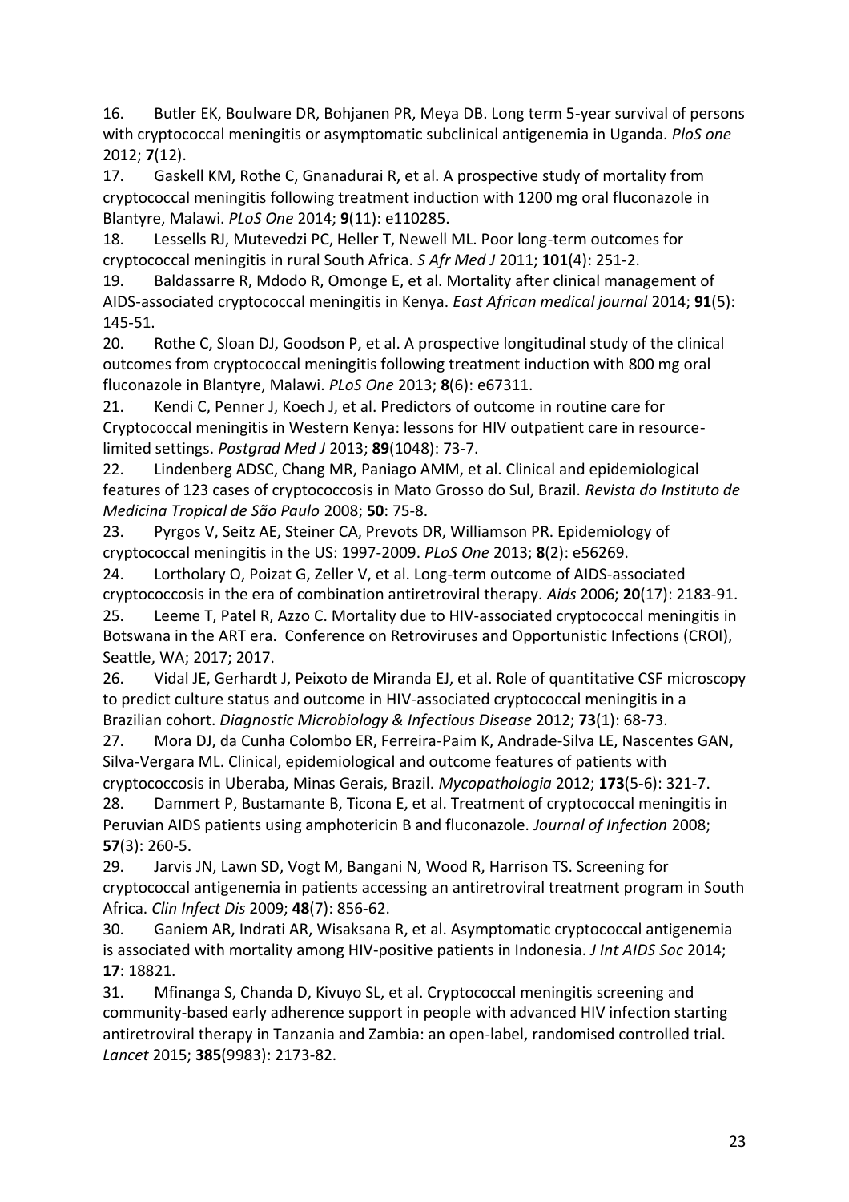16. Butler EK, Boulware DR, Bohjanen PR, Meya DB. Long term 5-year survival of persons with cryptococcal meningitis or asymptomatic subclinical antigenemia in Uganda. *PloS one* 2012; **7**(12).

17. Gaskell KM, Rothe C, Gnanadurai R, et al. A prospective study of mortality from cryptococcal meningitis following treatment induction with 1200 mg oral fluconazole in Blantyre, Malawi. *PLoS One* 2014; **9**(11): e110285.

18. Lessells RJ, Mutevedzi PC, Heller T, Newell ML. Poor long-term outcomes for cryptococcal meningitis in rural South Africa. *S Afr Med J* 2011; **101**(4): 251-2.

19. Baldassarre R, Mdodo R, Omonge E, et al. Mortality after clinical management of AIDS-associated cryptococcal meningitis in Kenya. *East African medical journal* 2014; **91**(5): 145-51.

20. Rothe C, Sloan DJ, Goodson P, et al. A prospective longitudinal study of the clinical outcomes from cryptococcal meningitis following treatment induction with 800 mg oral fluconazole in Blantyre, Malawi. *PLoS One* 2013; **8**(6): e67311.

21. Kendi C, Penner J, Koech J, et al. Predictors of outcome in routine care for Cryptococcal meningitis in Western Kenya: lessons for HIV outpatient care in resource-limited settings. *Postgrad Med J* 2013; **89**(1048): 73-7.

22. Lindenberg ADSC, Chang MR, Paniago AMM, et al. Clinical and epidemiological features of 123 cases of cryptococcosis in Mato Grosso do Sul, Brazil. *Revista do Instituto de Medicina Tropical de São Paulo* 2008; **50**: 75-8.

23. Pyrgos V, Seitz AE, Steiner CA, Prevots DR, Williamson PR. Epidemiology of cryptococcal meningitis in the US: 1997-2009. *PLoS One* 2013; **8**(2): e56269.

24. Lortholary O, Poizat G, Zeller V, et al. Long-term outcome of AIDS-associated cryptococcosis in the era of combination antiretroviral therapy. *Aids* 2006; **20**(17): 2183-91.

25. Leeme T, Patel R, Azzo C. Mortality due to HIV-associated cryptococcal meningitis in Botswana in the ART era. Conference on Retroviruses and Opportunistic Infections (CROI), Seattle, WA; 2017; 2017.

26. Vidal JE, Gerhardt J, Peixoto de Miranda EJ, et al. Role of quantitative CSF microscopy to predict culture status and outcome in HIV-associated cryptococcal meningitis in a Brazilian cohort. *Diagnostic Microbiology & Infectious Disease* 2012; **73**(1): 68-73.

27. Mora DJ, da Cunha Colombo ER, Ferreira-Paim K, Andrade-Silva LE, Nascentes GAN, Silva-Vergara ML. Clinical, epidemiological and outcome features of patients with cryptococcosis in Uberaba, Minas Gerais, Brazil. *Mycopathologia* 2012; **173**(5-6): 321-7.

28. Dammert P, Bustamante B, Ticona E, et al. Treatment of cryptococcal meningitis in Peruvian AIDS patients using amphotericin B and fluconazole. *Journal of Infection* 2008; **57**(3): 260-5.

29. Jarvis JN, Lawn SD, Vogt M, Bangani N, Wood R, Harrison TS. Screening for cryptococcal antigenemia in patients accessing an antiretroviral treatment program in South Africa. *Clin Infect Dis* 2009; **48**(7): 856-62.

30. Ganiem AR, Indrati AR, Wisaksana R, et al. Asymptomatic cryptococcal antigenemia is associated with mortality among HIV-positive patients in Indonesia. *J Int AIDS Soc* 2014; **17**: 18821.

31. Mfinanga S, Chanda D, Kivuyo SL, et al. Cryptococcal meningitis screening and community-based early adherence support in people with advanced HIV infection starting antiretroviral therapy in Tanzania and Zambia: an open-label, randomised controlled trial. *Lancet* 2015; **385**(9983): 2173-82.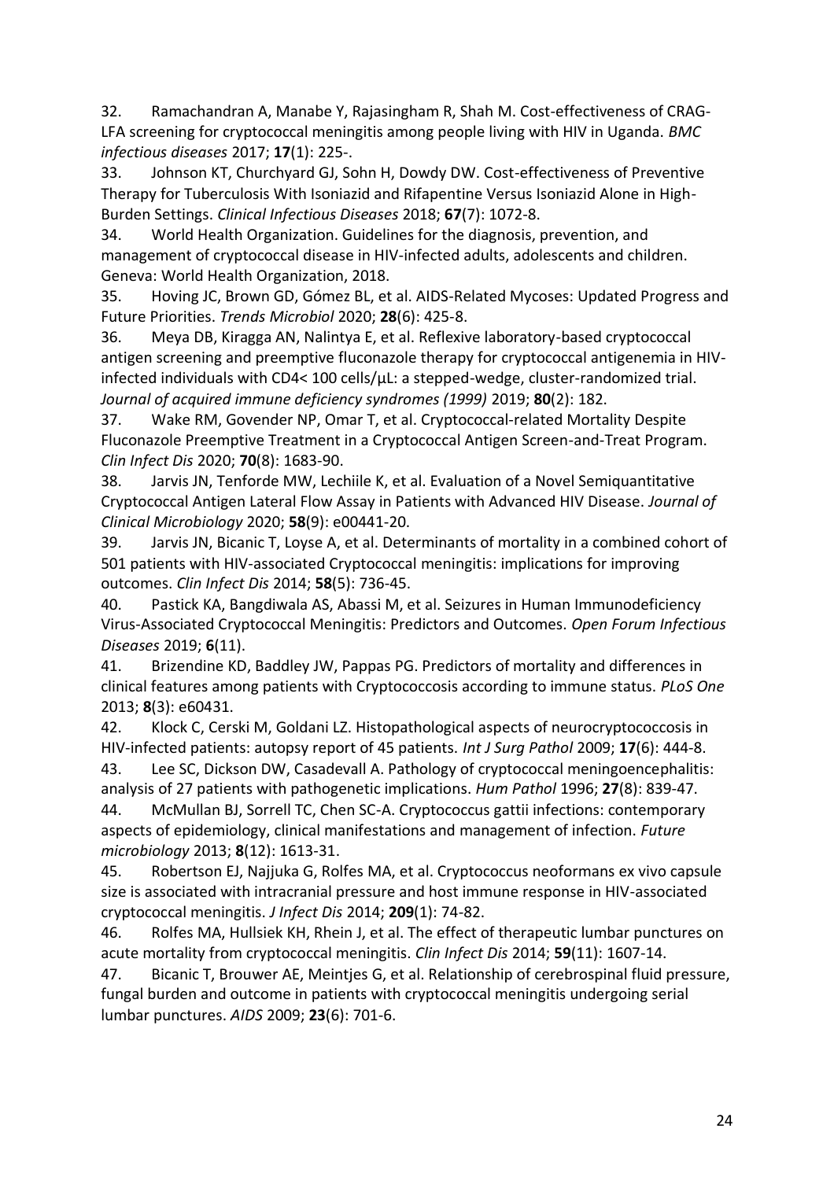32. Ramachandran A, Manabe Y, Rajasingham R, Shah M. Cost-effectiveness of CRAG-LFA screening for cryptococcal meningitis among people living with HIV in Uganda. *BMC infectious diseases* 2017; **17**(1): 225-.

33. Johnson KT, Churchyard GJ, Sohn H, Dowdy DW. Cost-effectiveness of Preventive Therapy for Tuberculosis With Isoniazid and Rifapentine Versus Isoniazid Alone in High-Burden Settings. *Clinical Infectious Diseases* 2018; **67**(7): 1072-8.

34. World Health Organization. Guidelines for the diagnosis, prevention, and management of cryptococcal disease in HIV-infected adults, adolescents and children. Geneva: World Health Organization, 2018.

35. Hoving JC, Brown GD, Gómez BL, et al. AIDS-Related Mycoses: Updated Progress and Future Priorities. *Trends Microbiol* 2020; **28**(6): 425-8.

36. Meya DB, Kiragga AN, Nalintya E, et al. Reflexive laboratory-based cryptococcal antigen screening and preemptive fluconazole therapy for cryptococcal antigenemia in HIV-infected individuals with CD4< 100 cells/µL: a stepped-wedge, cluster-randomized trial. *Journal of acquired immune deficiency syndromes (1999)* 2019; **80**(2): 182.

37. Wake RM, Govender NP, Omar T, et al. Cryptococcal-related Mortality Despite Fluconazole Preemptive Treatment in a Cryptococcal Antigen Screen-and-Treat Program. *Clin Infect Dis* 2020; **70**(8): 1683-90.

38. Jarvis JN, Tenforde MW, Lechiile K, et al. Evaluation of a Novel Semiquantitative Cryptococcal Antigen Lateral Flow Assay in Patients with Advanced HIV Disease. *Journal of Clinical Microbiology* 2020; **58**(9): e00441-20.

39. Jarvis JN, Bicanic T, Loyse A, et al. Determinants of mortality in a combined cohort of 501 patients with HIV-associated Cryptococcal meningitis: implications for improving outcomes. *Clin Infect Dis* 2014; **58**(5): 736-45.

40. Pastick KA, Bangdiwala AS, Abassi M, et al. Seizures in Human Immunodeficiency Virus-Associated Cryptococcal Meningitis: Predictors and Outcomes. *Open Forum Infectious Diseases* 2019; **6**(11).

41. Brizendine KD, Baddley JW, Pappas PG. Predictors of mortality and differences in clinical features among patients with Cryptococcosis according to immune status. *PLoS One* 2013; **8**(3): e60431.

42. Klock C, Cerski M, Goldani LZ. Histopathological aspects of neurocryptococcosis in HIV-infected patients: autopsy report of 45 patients. *Int J Surg Pathol* 2009; **17**(6): 444-8.

43. Lee SC, Dickson DW, Casadevall A. Pathology of cryptococcal meningoencephalitis: analysis of 27 patients with pathogenetic implications. *Hum Pathol* 1996; **27**(8): 839-47.

44. McMullan BJ, Sorrell TC, Chen SC-A. Cryptococcus gattii infections: contemporary aspects of epidemiology, clinical manifestations and management of infection. *Future microbiology* 2013; **8**(12): 1613-31.

45. Robertson EJ, Najjuka G, Rolfes MA, et al. Cryptococcus neoformans ex vivo capsule size is associated with intracranial pressure and host immune response in HIV-associated cryptococcal meningitis. *J Infect Dis* 2014; **209**(1): 74-82.

46. Rolfes MA, Hullsiek KH, Rhein J, et al. The effect of therapeutic lumbar punctures on acute mortality from cryptococcal meningitis. *Clin Infect Dis* 2014; **59**(11): 1607-14.

47. Bicanic T, Brouwer AE, Meintjes G, et al. Relationship of cerebrospinal fluid pressure, fungal burden and outcome in patients with cryptococcal meningitis undergoing serial lumbar punctures. *AIDS* 2009; **23**(6): 701-6.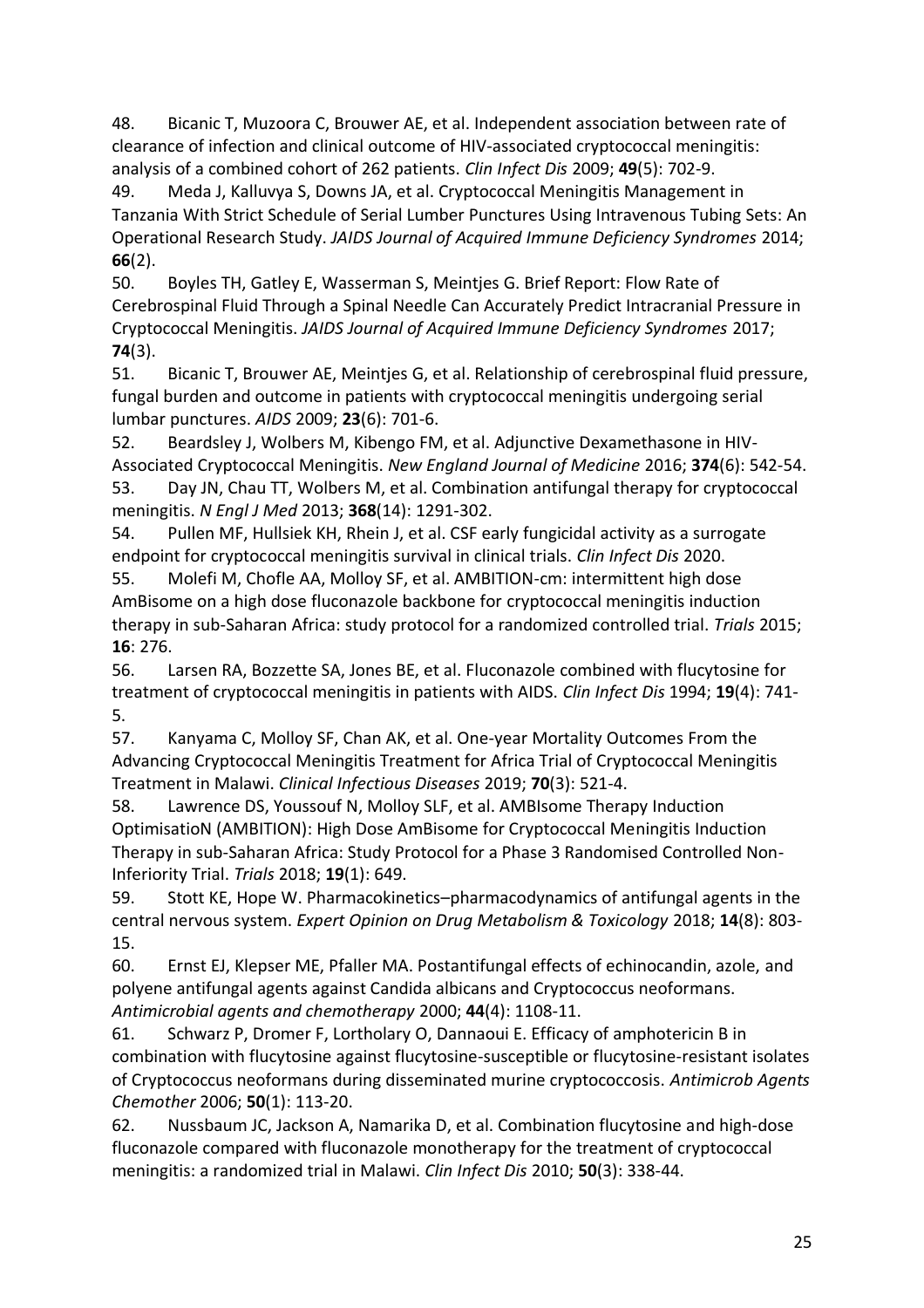48. Bicanic T, Muzoora C, Brouwer AE, et al. Independent association between rate of clearance of infection and clinical outcome of HIV-associated cryptococcal meningitis: analysis of a combined cohort of 262 patients. *Clin Infect Dis* 2009; **49**(5): 702-9.

49. Meda J, Kalluvya S, Downs JA, et al. Cryptococcal Meningitis Management in Tanzania With Strict Schedule of Serial Lumber Punctures Using Intravenous Tubing Sets: An Operational Research Study. *JAIDS Journal of Acquired Immune Deficiency Syndromes* 2014; **66**(2).

50. Boyles TH, Gatley E, Wasserman S, Meintjes G. Brief Report: Flow Rate of Cerebrospinal Fluid Through a Spinal Needle Can Accurately Predict Intracranial Pressure in Cryptococcal Meningitis. *JAIDS Journal of Acquired Immune Deficiency Syndromes* 2017; **74**(3).

51. Bicanic T, Brouwer AE, Meintjes G, et al. Relationship of cerebrospinal fluid pressure, fungal burden and outcome in patients with cryptococcal meningitis undergoing serial lumbar punctures. *AIDS* 2009; **23**(6): 701-6.

52. Beardsley J, Wolbers M, Kibengo FM, et al. Adjunctive Dexamethasone in HIV-Associated Cryptococcal Meningitis. *New England Journal of Medicine* 2016; **374**(6): 542-54.

53. Day JN, Chau TT, Wolbers M, et al. Combination antifungal therapy for cryptococcal meningitis. *N Engl J Med* 2013; **368**(14): 1291-302.

54. Pullen MF, Hullsiek KH, Rhein J, et al. CSF early fungicidal activity as a surrogate endpoint for cryptococcal meningitis survival in clinical trials. *Clin Infect Dis* 2020.

55. Molefi M, Chofle AA, Molloy SF, et al. AMBITION-cm: intermittent high dose AmBisome on a high dose fluconazole backbone for cryptococcal meningitis induction therapy in sub-Saharan Africa: study protocol for a randomized controlled trial. *Trials* 2015; **16**: 276.

56. Larsen RA, Bozzette SA, Jones BE, et al. Fluconazole combined with flucytosine for treatment of cryptococcal meningitis in patients with AIDS. *Clin Infect Dis* 1994; **19**(4): 741-5.

57. Kanyama C, Molloy SF, Chan AK, et al. One-year Mortality Outcomes From the Advancing Cryptococcal Meningitis Treatment for Africa Trial of Cryptococcal Meningitis Treatment in Malawi. *Clinical Infectious Diseases* 2019; **70**(3): 521-4.

58. Lawrence DS, Youssouf N, Molloy SLF, et al. AMBIsome Therapy Induction OptimisatioN (AMBITION): High Dose AmBisome for Cryptococcal Meningitis Induction Therapy in sub-Saharan Africa: Study Protocol for a Phase 3 Randomised Controlled Non-Inferiority Trial. *Trials* 2018; **19**(1): 649.

59. Stott KE, Hope W. Pharmacokinetics–pharmacodynamics of antifungal agents in the central nervous system. *Expert Opinion on Drug Metabolism & Toxicology* 2018; **14**(8): 803-15.

60. Ernst EJ, Klepser ME, Pfaller MA. Postantifungal effects of echinocandin, azole, and polyene antifungal agents against Candida albicans and Cryptococcus neoformans. *Antimicrobial agents and chemotherapy* 2000; **44**(4): 1108-11.

61. Schwarz P, Dromer F, Lortholary O, Dannaoui E. Efficacy of amphotericin B in combination with flucytosine against flucytosine-susceptible or flucytosine-resistant isolates of Cryptococcus neoformans during disseminated murine cryptococcosis. *Antimicrob Agents Chemother* 2006; **50**(1): 113-20.

62. Nussbaum JC, Jackson A, Namarika D, et al. Combination flucytosine and high-dose fluconazole compared with fluconazole monotherapy for the treatment of cryptococcal meningitis: a randomized trial in Malawi. *Clin Infect Dis* 2010; **50**(3): 338-44.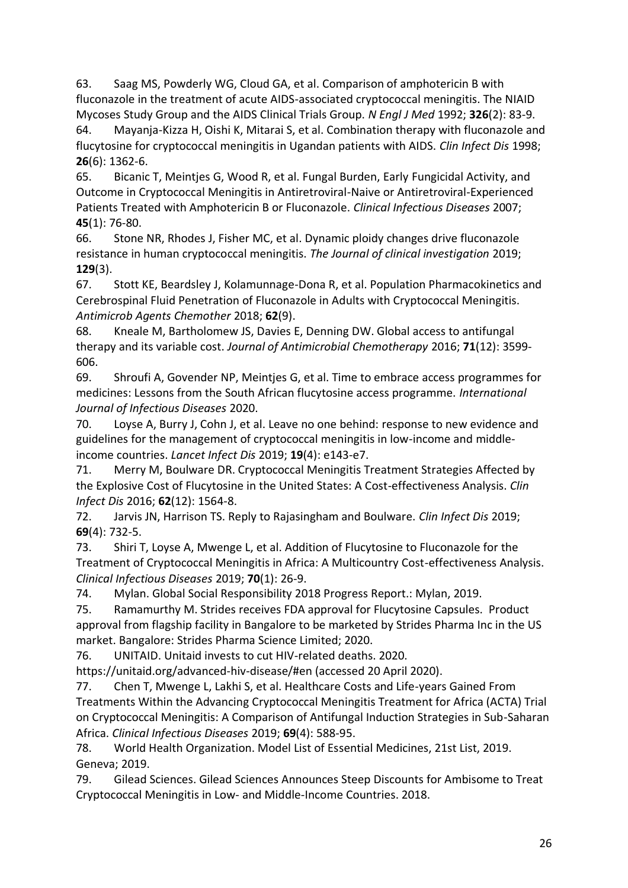63. Saag MS, Powderly WG, Cloud GA, et al. Comparison of amphotericin B with fluconazole in the treatment of acute AIDS-associated cryptococcal meningitis. The NIAID Mycoses Study Group and the AIDS Clinical Trials Group. *N Engl J Med* 1992; **326**(2): 83-9.

64. Mayanja-Kizza H, Oishi K, Mitarai S, et al. Combination therapy with fluconazole and flucytosine for cryptococcal meningitis in Ugandan patients with AIDS. *Clin Infect Dis* 1998; **26**(6): 1362-6.

65. Bicanic T, Meintjes G, Wood R, et al. Fungal Burden, Early Fungicidal Activity, and Outcome in Cryptococcal Meningitis in Antiretroviral-Naive or Antiretroviral-Experienced Patients Treated with Amphotericin B or Fluconazole. *Clinical Infectious Diseases* 2007; **45**(1): 76-80.

66. Stone NR, Rhodes J, Fisher MC, et al. Dynamic ploidy changes drive fluconazole resistance in human cryptococcal meningitis. *The Journal of clinical investigation* 2019; **129**(3).

67. Stott KE, Beardsley J, Kolamunnage-Dona R, et al. Population Pharmacokinetics and Cerebrospinal Fluid Penetration of Fluconazole in Adults with Cryptococcal Meningitis. *Antimicrob Agents Chemother* 2018; **62**(9).

68. Kneale M, Bartholomew JS, Davies E, Denning DW. Global access to antifungal therapy and its variable cost. *Journal of Antimicrobial Chemotherapy* 2016; **71**(12): 3599-606.

69. Shroufi A, Govender NP, Meintjes G, et al. Time to embrace access programmes for medicines: Lessons from the South African flucytosine access programme. *International Journal of Infectious Diseases* 2020.

70. Loyse A, Burry J, Cohn J, et al. Leave no one behind: response to new evidence and guidelines for the management of cryptococcal meningitis in low-income and middle-income countries. *Lancet Infect Dis* 2019; **19**(4): e143-e7.

71. Merry M, Boulware DR. Cryptococcal Meningitis Treatment Strategies Affected by the Explosive Cost of Flucytosine in the United States: A Cost-effectiveness Analysis. *Clin Infect Dis* 2016; **62**(12): 1564-8.

72. Jarvis JN, Harrison TS. Reply to Rajasingham and Boulware. *Clin Infect Dis* 2019; **69**(4): 732-5.

73. Shiri T, Loyse A, Mwenge L, et al. Addition of Flucytosine to Fluconazole for the Treatment of Cryptococcal Meningitis in Africa: A Multicountry Cost-effectiveness Analysis. *Clinical Infectious Diseases* 2019; **70**(1): 26-9.

74. Mylan. Global Social Responsibility 2018 Progress Report.: Mylan, 2019.

75. Ramamurthy M. Strides receives FDA approval for Flucytosine Capsules. Product approval from flagship facility in Bangalore to be marketed by Strides Pharma Inc in the US market. Bangalore: Strides Pharma Science Limited; 2020.

76. UNITAID. Unitaid invests to cut HIV-related deaths. 2020. https://unitaid.org/advanced-hiv-disease/#en (accessed 20 April 2020).

77. Chen T, Mwenge L, Lakhi S, et al. Healthcare Costs and Life-years Gained From Treatments Within the Advancing Cryptococcal Meningitis Treatment for Africa (ACTA) Trial on Cryptococcal Meningitis: A Comparison of Antifungal Induction Strategies in Sub-Saharan Africa. *Clinical Infectious Diseases* 2019; **69**(4): 588-95.

78. World Health Organization. Model List of Essential Medicines, 21st List, 2019. Geneva; 2019.

79. Gilead Sciences. Gilead Sciences Announces Steep Discounts for Ambisome to Treat Cryptococcal Meningitis in Low- and Middle-Income Countries. 2018.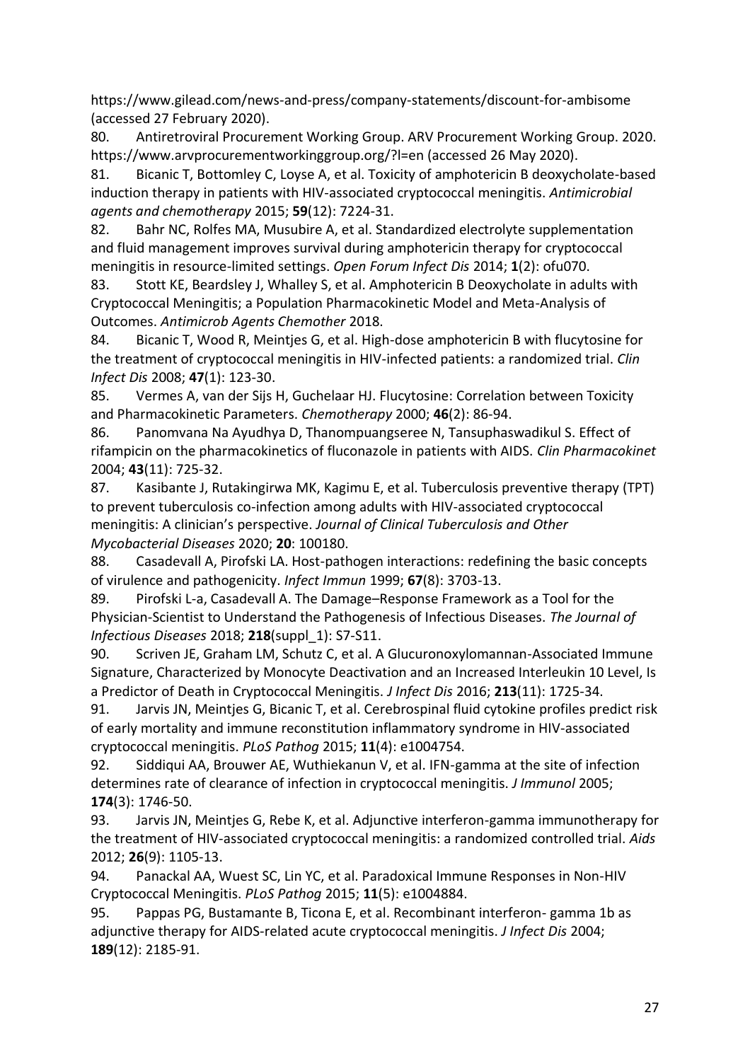https://www.gilead.com/news-and-press/company-statements/discount-for-ambisome (accessed 27 February 2020).

80. Antiretroviral Procurement Working Group. ARV Procurement Working Group. 2020. https://www.arvprocurementworkinggroup.org/?l=en (accessed 26 May 2020).

81. Bicanic T, Bottomley C, Loyse A, et al. Toxicity of amphotericin B deoxycholate-based induction therapy in patients with HIV-associated cryptococcal meningitis. *Antimicrobial agents and chemotherapy* 2015; **59**(12): 7224-31.

82. Bahr NC, Rolfes MA, Musubire A, et al. Standardized electrolyte supplementation and fluid management improves survival during amphotericin therapy for cryptococcal meningitis in resource-limited settings. *Open Forum Infect Dis* 2014; **1**(2): ofu070.

83. Stott KE, Beardsley J, Whalley S, et al. Amphotericin B Deoxycholate in adults with Cryptococcal Meningitis; a Population Pharmacokinetic Model and Meta-Analysis of Outcomes. *Antimicrob Agents Chemother* 2018.

84. Bicanic T, Wood R, Meintjes G, et al. High-dose amphotericin B with flucytosine for the treatment of cryptococcal meningitis in HIV-infected patients: a randomized trial. *Clin Infect Dis* 2008; **47**(1): 123-30.

85. Vermes A, van der Sijs H, Guchelaar HJ. Flucytosine: Correlation between Toxicity and Pharmacokinetic Parameters. *Chemotherapy* 2000; **46**(2): 86-94.

86. Panomvana Na Ayudhya D, Thanompuangseree N, Tansuphaswadikul S. Effect of rifampicin on the pharmacokinetics of fluconazole in patients with AIDS. *Clin Pharmacokinet* 2004; **43**(11): 725-32.

87. Kasibante J, Rutakingirwa MK, Kagimu E, et al. Tuberculosis preventive therapy (TPT) to prevent tuberculosis co-infection among adults with HIV-associated cryptococcal meningitis: A clinician's perspective. *Journal of Clinical Tuberculosis and Other Mycobacterial Diseases* 2020; **20**: 100180.

88. Casadevall A, Pirofski LA. Host-pathogen interactions: redefining the basic concepts of virulence and pathogenicity. *Infect Immun* 1999; **67**(8): 3703-13.

89. Pirofski L-a, Casadevall A. The Damage–Response Framework as a Tool for the Physician-Scientist to Understand the Pathogenesis of Infectious Diseases. *The Journal of Infectious Diseases* 2018; **218**(suppl_1): S7-S11.

90. Scriven JE, Graham LM, Schutz C, et al. A Glucuronoxylomannan-Associated Immune Signature, Characterized by Monocyte Deactivation and an Increased Interleukin 10 Level, Is a Predictor of Death in Cryptococcal Meningitis. *J Infect Dis* 2016; **213**(11): 1725-34.

91. Jarvis JN, Meintjes G, Bicanic T, et al. Cerebrospinal fluid cytokine profiles predict risk of early mortality and immune reconstitution inflammatory syndrome in HIV-associated cryptococcal meningitis. *PLoS Pathog* 2015; **11**(4): e1004754.

92. Siddiqui AA, Brouwer AE, Wuthiekanun V, et al. IFN-gamma at the site of infection determines rate of clearance of infection in cryptococcal meningitis. *J Immunol* 2005; **174**(3): 1746-50.

93. Jarvis JN, Meintjes G, Rebe K, et al. Adjunctive interferon-gamma immunotherapy for the treatment of HIV-associated cryptococcal meningitis: a randomized controlled trial. *Aids* 2012; **26**(9): 1105-13.

94. Panackal AA, Wuest SC, Lin YC, et al. Paradoxical Immune Responses in Non-HIV Cryptococcal Meningitis. *PLoS Pathog* 2015; **11**(5): e1004884.

95. Pappas PG, Bustamante B, Ticona E, et al. Recombinant interferon- gamma 1b as adjunctive therapy for AIDS-related acute cryptococcal meningitis. *J Infect Dis* 2004; **189**(12): 2185-91.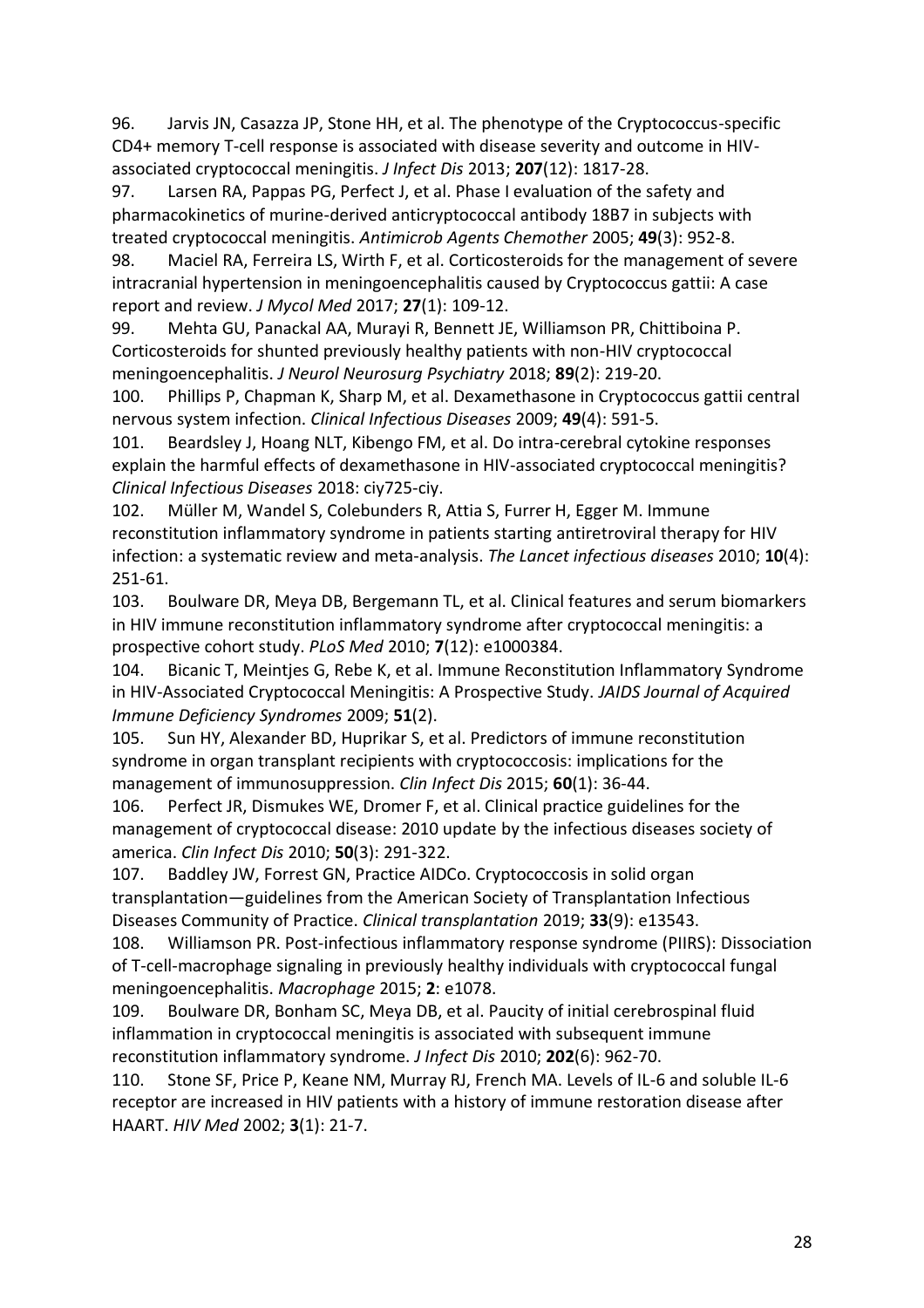96. Jarvis JN, Casazza JP, Stone HH, et al. The phenotype of the Cryptococcus-specific CD4+ memory T-cell response is associated with disease severity and outcome in HIV-associated cryptococcal meningitis. *J Infect Dis* 2013; **207**(12): 1817-28.

97. Larsen RA, Pappas PG, Perfect J, et al. Phase I evaluation of the safety and pharmacokinetics of murine-derived anticryptococcal antibody 18B7 in subjects with treated cryptococcal meningitis. *Antimicrob Agents Chemother* 2005; **49**(3): 952-8.

98. Maciel RA, Ferreira LS, Wirth F, et al. Corticosteroids for the management of severe intracranial hypertension in meningoencephalitis caused by Cryptococcus gattii: A case report and review. *J Mycol Med* 2017; **27**(1): 109-12.

99. Mehta GU, Panackal AA, Murayi R, Bennett JE, Williamson PR, Chittiboina P. Corticosteroids for shunted previously healthy patients with non-HIV cryptococcal meningoencephalitis. *J Neurol Neurosurg Psychiatry* 2018; **89**(2): 219-20.

100. Phillips P, Chapman K, Sharp M, et al. Dexamethasone in Cryptococcus gattii central nervous system infection. *Clinical Infectious Diseases* 2009; **49**(4): 591-5.

101. Beardsley J, Hoang NLT, Kibengo FM, et al. Do intra-cerebral cytokine responses explain the harmful effects of dexamethasone in HIV-associated cryptococcal meningitis? *Clinical Infectious Diseases* 2018: ciy725-ciy.

102. Müller M, Wandel S, Colebunders R, Attia S, Furrer H, Egger M. Immune reconstitution inflammatory syndrome in patients starting antiretroviral therapy for HIV infection: a systematic review and meta-analysis. *The Lancet infectious diseases* 2010; **10**(4): 251-61.

103. Boulware DR, Meya DB, Bergemann TL, et al. Clinical features and serum biomarkers in HIV immune reconstitution inflammatory syndrome after cryptococcal meningitis: a prospective cohort study. *PLoS Med* 2010; **7**(12): e1000384.

104. Bicanic T, Meintjes G, Rebe K, et al. Immune Reconstitution Inflammatory Syndrome in HIV-Associated Cryptococcal Meningitis: A Prospective Study. *JAIDS Journal of Acquired Immune Deficiency Syndromes* 2009; **51**(2).

105. Sun HY, Alexander BD, Huprikar S, et al. Predictors of immune reconstitution syndrome in organ transplant recipients with cryptococcosis: implications for the management of immunosuppression. *Clin Infect Dis* 2015; **60**(1): 36-44.

106. Perfect JR, Dismukes WE, Dromer F, et al. Clinical practice guidelines for the management of cryptococcal disease: 2010 update by the infectious diseases society of america. *Clin Infect Dis* 2010; **50**(3): 291-322.

107. Baddley JW, Forrest GN, Practice AIDCo. Cryptococcosis in solid organ transplantation—guidelines from the American Society of Transplantation Infectious Diseases Community of Practice. *Clinical transplantation* 2019; **33**(9): e13543.

108. Williamson PR. Post-infectious inflammatory response syndrome (PIIRS): Dissociation of T-cell-macrophage signaling in previously healthy individuals with cryptococcal fungal meningoencephalitis. *Macrophage* 2015; **2**: e1078.

109. Boulware DR, Bonham SC, Meya DB, et al. Paucity of initial cerebrospinal fluid inflammation in cryptococcal meningitis is associated with subsequent immune reconstitution inflammatory syndrome. *J Infect Dis* 2010; **202**(6): 962-70.

110. Stone SF, Price P, Keane NM, Murray RJ, French MA. Levels of IL-6 and soluble IL-6 receptor are increased in HIV patients with a history of immune restoration disease after HAART. *HIV Med* 2002; **3**(1): 21-7.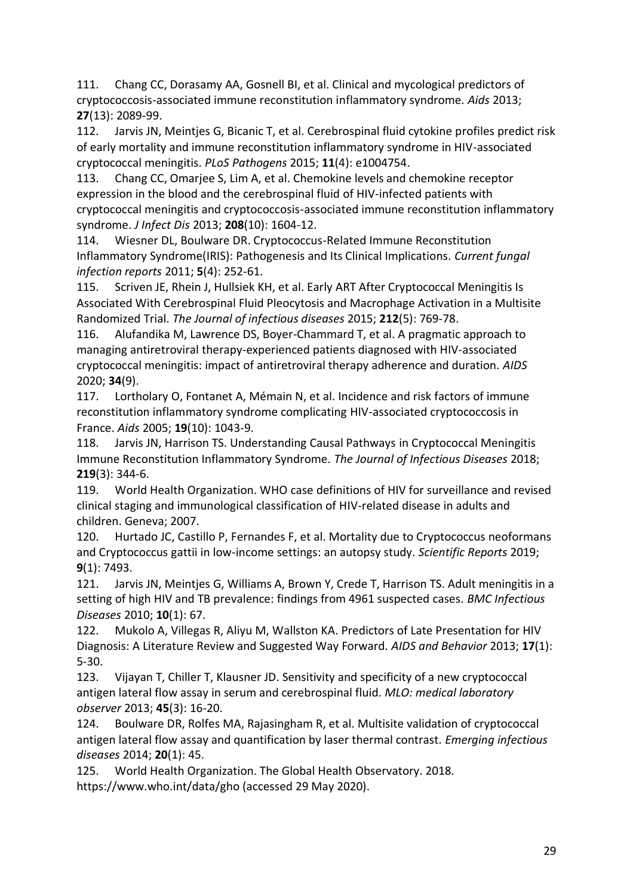111. Chang CC, Dorasamy AA, Gosnell BI, et al. Clinical and mycological predictors of cryptococcosis-associated immune reconstitution inflammatory syndrome. *Aids* 2013; **27**(13): 2089-99.

112. Jarvis JN, Meintjes G, Bicanic T, et al. Cerebrospinal fluid cytokine profiles predict risk of early mortality and immune reconstitution inflammatory syndrome in HIV-associated cryptococcal meningitis. *PLoS Pathogens* 2015; **11**(4): e1004754.

113. Chang CC, Omarjee S, Lim A, et al. Chemokine levels and chemokine receptor expression in the blood and the cerebrospinal fluid of HIV-infected patients with cryptococcal meningitis and cryptococcosis-associated immune reconstitution inflammatory syndrome. *J Infect Dis* 2013; **208**(10): 1604-12.

114. Wiesner DL, Boulware DR. Cryptococcus-Related Immune Reconstitution Inflammatory Syndrome(IRIS): Pathogenesis and Its Clinical Implications. *Current fungal infection reports* 2011; **5**(4): 252-61.

115. Scriven JE, Rhein J, Hullsiek KH, et al. Early ART After Cryptococcal Meningitis Is Associated With Cerebrospinal Fluid Pleocytosis and Macrophage Activation in a Multisite Randomized Trial. *The Journal of infectious diseases* 2015; **212**(5): 769-78.

116. Alufandika M, Lawrence DS, Boyer-Chammard T, et al. A pragmatic approach to managing antiretroviral therapy-experienced patients diagnosed with HIV-associated cryptococcal meningitis: impact of antiretroviral therapy adherence and duration. *AIDS* 2020; **34**(9).

117. Lortholary O, Fontanet A, Mémain N, et al. Incidence and risk factors of immune reconstitution inflammatory syndrome complicating HIV-associated cryptococcosis in France. *Aids* 2005; **19**(10): 1043-9.

118. Jarvis JN, Harrison TS. Understanding Causal Pathways in Cryptococcal Meningitis Immune Reconstitution Inflammatory Syndrome. *The Journal of Infectious Diseases* 2018; **219**(3): 344-6.

119. World Health Organization. WHO case definitions of HIV for surveillance and revised clinical staging and immunological classification of HIV-related disease in adults and children. Geneva; 2007.

120. Hurtado JC, Castillo P, Fernandes F, et al. Mortality due to Cryptococcus neoformans and Cryptococcus gattii in low-income settings: an autopsy study. *Scientific Reports* 2019; **9**(1): 7493.

121. Jarvis JN, Meintjes G, Williams A, Brown Y, Crede T, Harrison TS. Adult meningitis in a setting of high HIV and TB prevalence: findings from 4961 suspected cases. *BMC Infectious Diseases* 2010; **10**(1): 67.

122. Mukolo A, Villegas R, Aliyu M, Wallston KA. Predictors of Late Presentation for HIV Diagnosis: A Literature Review and Suggested Way Forward. *AIDS and Behavior* 2013; **17**(1): 5-30.

123. Vijayan T, Chiller T, Klausner JD. Sensitivity and specificity of a new cryptococcal antigen lateral flow assay in serum and cerebrospinal fluid. *MLO: medical laboratory observer* 2013; **45**(3): 16-20.

124. Boulware DR, Rolfes MA, Rajasingham R, et al. Multisite validation of cryptococcal antigen lateral flow assay and quantification by laser thermal contrast. *Emerging infectious diseases* 2014; **20**(1): 45.

125. World Health Organization. The Global Health Observatory. 2018. https://www.who.int/data/gho (accessed 29 May 2020).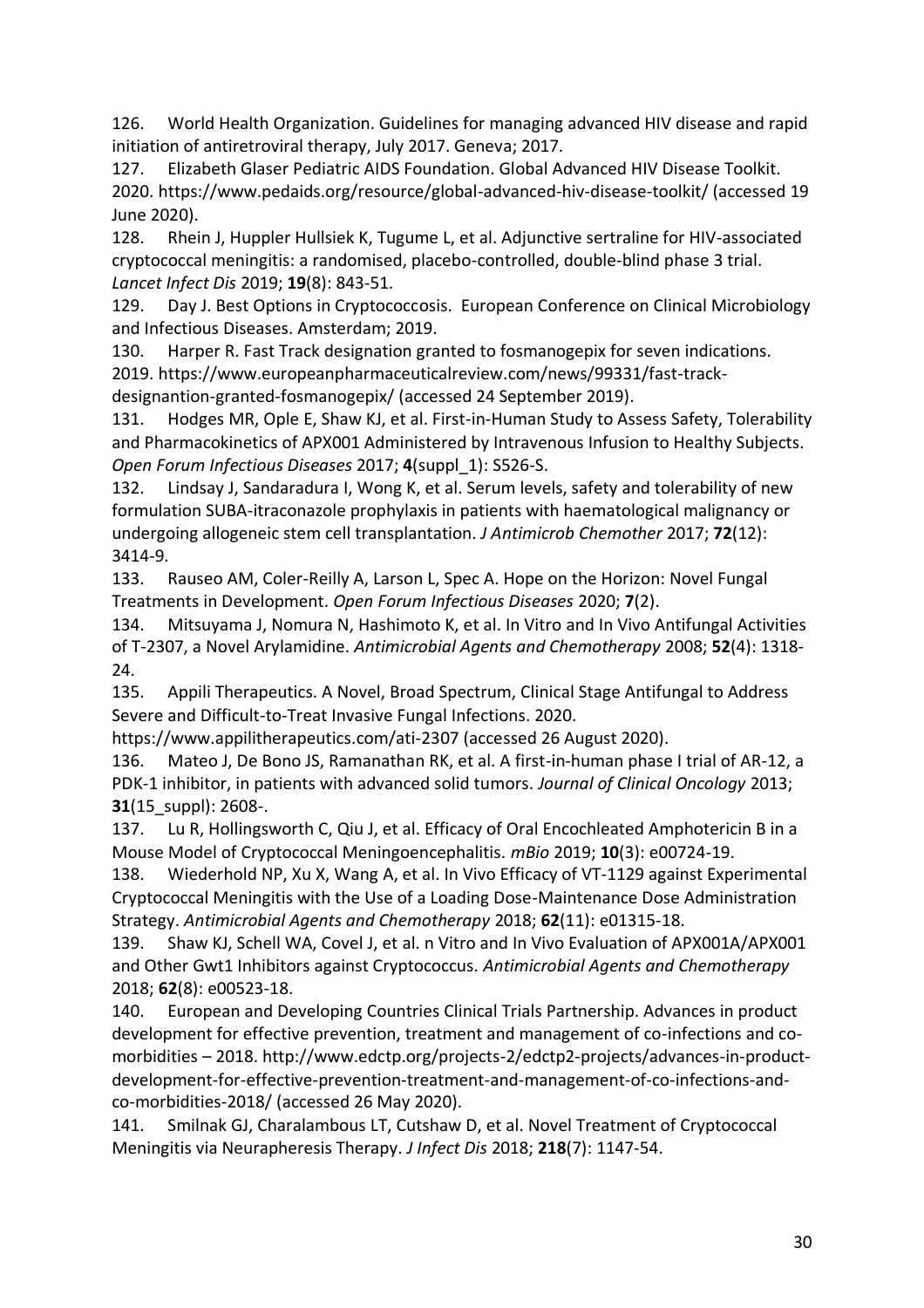126. World Health Organization. Guidelines for managing advanced HIV disease and rapid initiation of antiretroviral therapy, July 2017. Geneva; 2017.

127. Elizabeth Glaser Pediatric AIDS Foundation. Global Advanced HIV Disease Toolkit. 2020. https://www.pedaids.org/resource/global-advanced-hiv-disease-toolkit/ (accessed 19 June 2020).

128. Rhein J, Huppler Hullsiek K, Tugume L, et al. Adjunctive sertraline for HIV-associated cryptococcal meningitis: a randomised, placebo-controlled, double-blind phase 3 trial. *Lancet Infect Dis* 2019; **19**(8): 843-51.

129. Day J. Best Options in Cryptococcosis. European Conference on Clinical Microbiology and Infectious Diseases. Amsterdam; 2019.

130. Harper R. Fast Track designation granted to fosmanogepix for seven indications. 2019. https://www.europeanpharmaceuticalreview.com/news/99331/fast-track-designantion-granted-fosmanogepix/ (accessed 24 September 2019).

131. Hodges MR, Ople E, Shaw KJ, et al. First-in-Human Study to Assess Safety, Tolerability and Pharmacokinetics of APX001 Administered by Intravenous Infusion to Healthy Subjects. *Open Forum Infectious Diseases* 2017; **4**(suppl_1): S526-S.

132. Lindsay J, Sandaradura I, Wong K, et al. Serum levels, safety and tolerability of new formulation SUBA-itraconazole prophylaxis in patients with haematological malignancy or undergoing allogeneic stem cell transplantation. *J Antimicrob Chemother* 2017; **72**(12): 3414-9.

133. Rauseo AM, Coler-Reilly A, Larson L, Spec A. Hope on the Horizon: Novel Fungal Treatments in Development. *Open Forum Infectious Diseases* 2020; **7**(2).

134. Mitsuyama J, Nomura N, Hashimoto K, et al. In Vitro and In Vivo Antifungal Activities of T-2307, a Novel Arylamidine. *Antimicrobial Agents and Chemotherapy* 2008; **52**(4): 1318-24.

135. Appili Therapeutics. A Novel, Broad Spectrum, Clinical Stage Antifungal to Address Severe and Difficult-to-Treat Invasive Fungal Infections. 2020. https://www.appilitherapeutics.com/ati-2307 (accessed 26 August 2020).

136. Mateo J, De Bono JS, Ramanathan RK, et al. A first-in-human phase I trial of AR-12, a PDK-1 inhibitor, in patients with advanced solid tumors. *Journal of Clinical Oncology* 2013; **31**(15_suppl): 2608-.

137. Lu R, Hollingsworth C, Qiu J, et al. Efficacy of Oral Encochleated Amphotericin B in a Mouse Model of Cryptococcal Meningoencephalitis. *mBio* 2019; **10**(3): e00724-19.

138. Wiederhold NP, Xu X, Wang A, et al. In Vivo Efficacy of VT-1129 against Experimental Cryptococcal Meningitis with the Use of a Loading Dose-Maintenance Dose Administration Strategy. *Antimicrobial Agents and Chemotherapy* 2018; **62**(11): e01315-18.

139. Shaw KJ, Schell WA, Covel J, et al. n Vitro and In Vivo Evaluation of APX001A/APX001 and Other Gwt1 Inhibitors against Cryptococcus. *Antimicrobial Agents and Chemotherapy* 2018; **62**(8): e00523-18.

140. European and Developing Countries Clinical Trials Partnership. Advances in product development for effective prevention, treatment and management of co-infections and co-morbidities – 2018. http://www.edctp.org/projects-2/edctp2-projects/advances-in-product-development-for-effective-prevention-treatment-and-management-of-co-infections-and-co-morbidities-2018/ (accessed 26 May 2020).

141. Smilnak GJ, Charalambous LT, Cutshaw D, et al. Novel Treatment of Cryptococcal Meningitis via Neurapheresis Therapy. *J Infect Dis* 2018; **218**(7): 1147-54.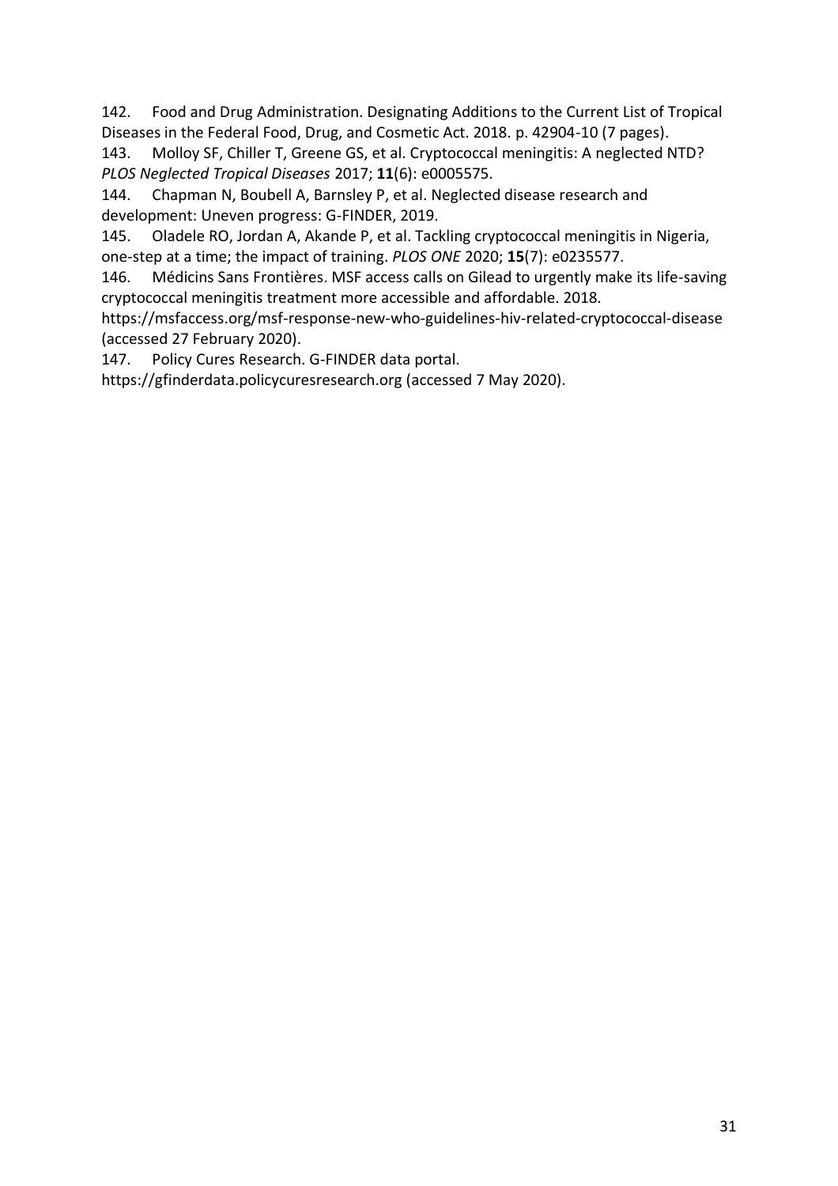142. Food and Drug Administration. Designating Additions to the Current List of Tropical Diseases in the Federal Food, Drug, and Cosmetic Act. 2018. p. 42904-10 (7 pages).

143. Molloy SF, Chiller T, Greene GS, et al. Cryptococcal meningitis: A neglected NTD? *PLOS Neglected Tropical Diseases* 2017; **11**(6): e0005575.

144. Chapman N, Boubell A, Barnsley P, et al. Neglected disease research and development: Uneven progress: G-FINDER, 2019.

145. Oladele RO, Jordan A, Akande P, et al. Tackling cryptococcal meningitis in Nigeria, one-step at a time; the impact of training. *PLOS ONE* 2020; **15**(7): e0235577.

146. Médicins Sans Frontières. MSF access calls on Gilead to urgently make its life-saving cryptococcal meningitis treatment more accessible and affordable. 2018. https://msfaccess.org/msf-response-new-who-guidelines-hiv-related-cryptococcal-disease (accessed 27 February 2020).

147. Policy Cures Research. G-FINDER data portal. https://gfinderdata.policycuresresearch.org (accessed 7 May 2020).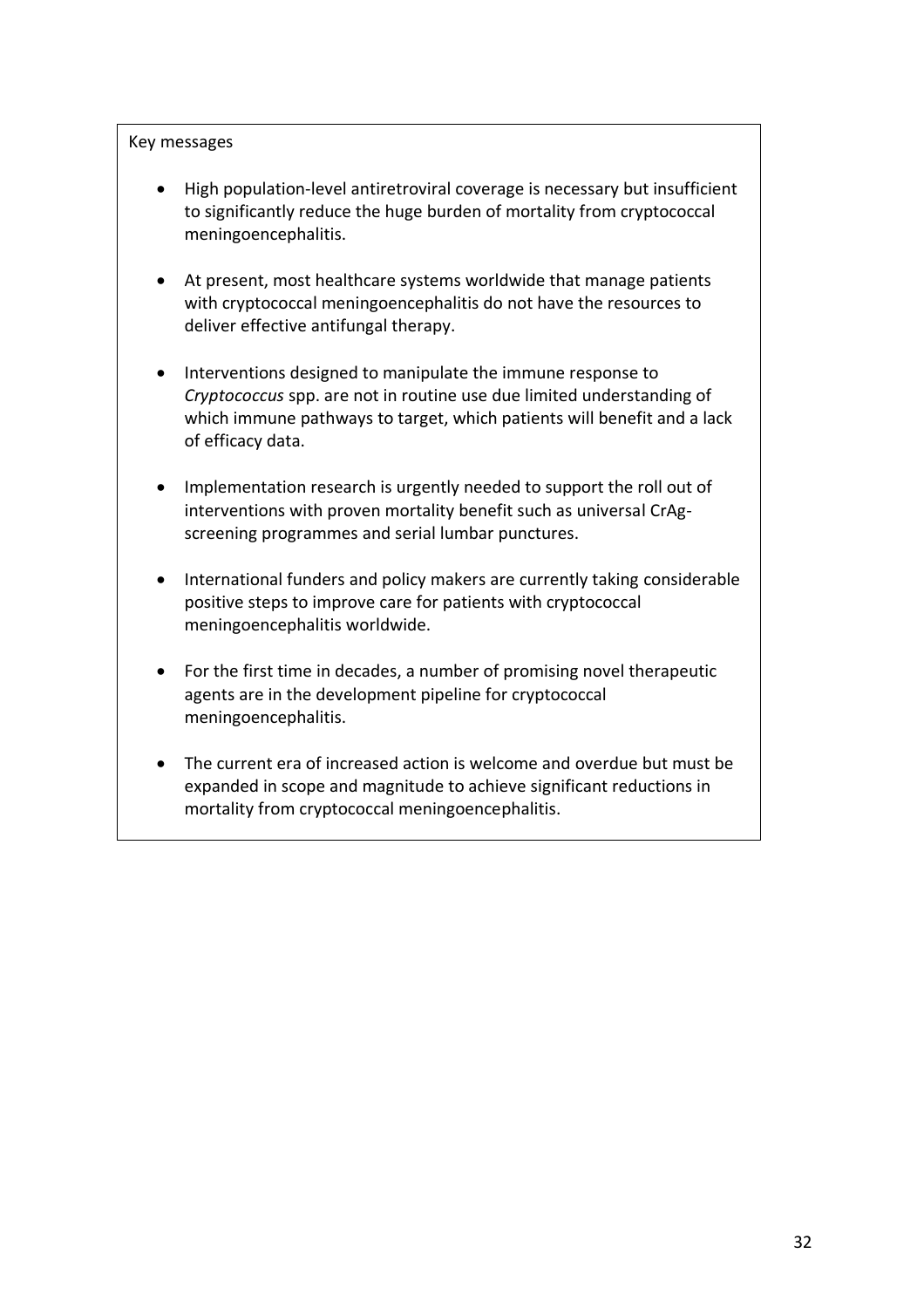Key messages

- High population-level antiretroviral coverage is necessary but insufficient to significantly reduce the huge burden of mortality from cryptococcal meningoencephalitis.
- At present, most healthcare systems worldwide that manage patients with cryptococcal meningoencephalitis do not have the resources to deliver effective antifungal therapy.
- Interventions designed to manipulate the immune response to *Cryptococcus* spp. are not in routine use due limited understanding of which immune pathways to target, which patients will benefit and a lack of efficacy data.
- Implementation research is urgently needed to support the roll out of interventions with proven mortality benefit such as universal CrAg-screening programmes and serial lumbar punctures.
- International funders and policy makers are currently taking considerable positive steps to improve care for patients with cryptococcal meningoencephalitis worldwide.
- For the first time in decades, a number of promising novel therapeutic agents are in the development pipeline for cryptococcal meningoencephalitis.
- The current era of increased action is welcome and overdue but must be expanded in scope and magnitude to achieve significant reductions in mortality from cryptococcal meningoencephalitis.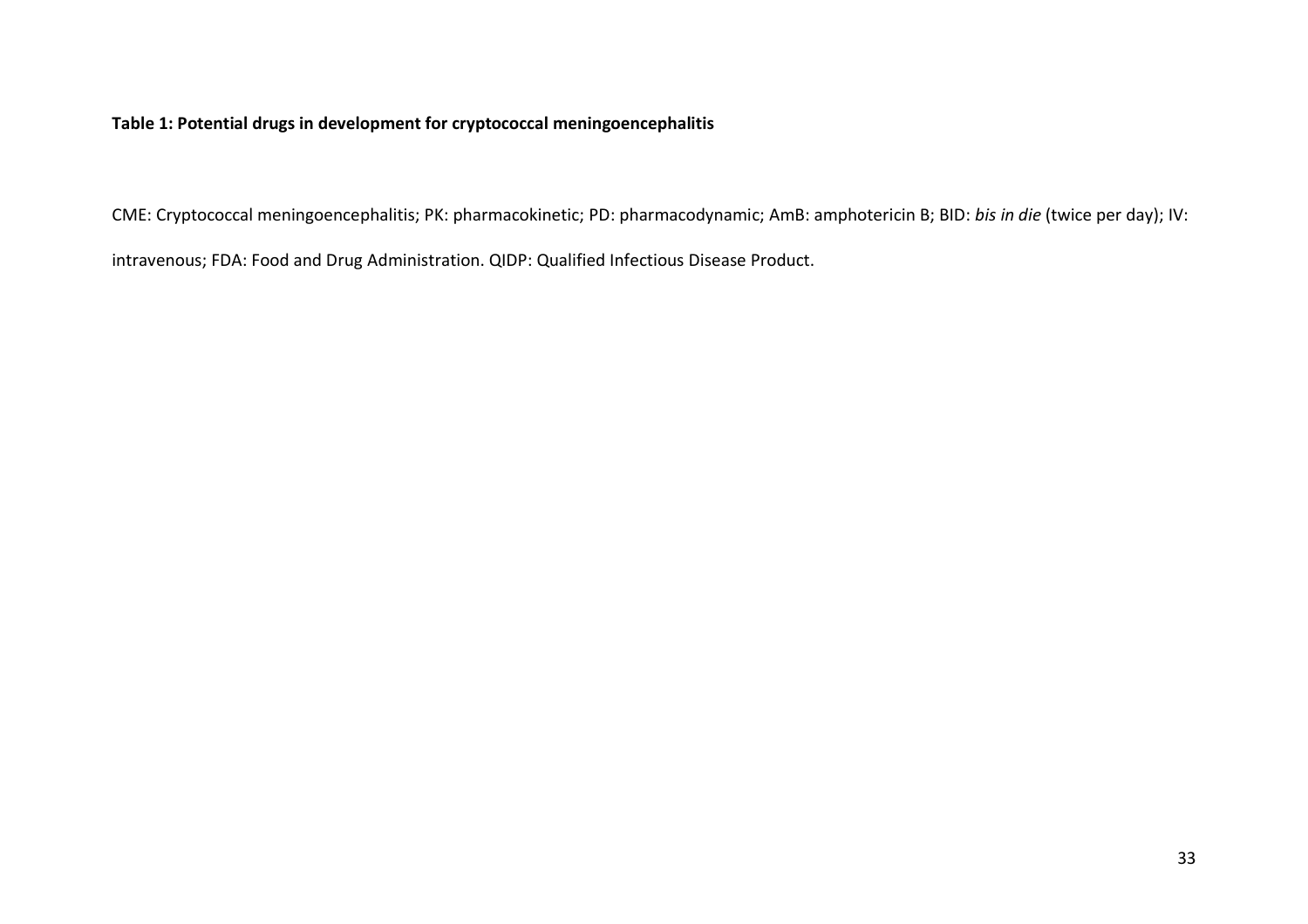**Table 1: Potential drugs in development for cryptococcal meningoencephalitis**

CME: Cryptococcal meningoencephalitis; PK: pharmacokinetic; PD: pharmacodynamic; AmB: amphotericin B; BID: *bis in die* (twice per day); IV: intravenous; FDA: Food and Drug Administration. QIDP: Qualified Infectious Disease Product.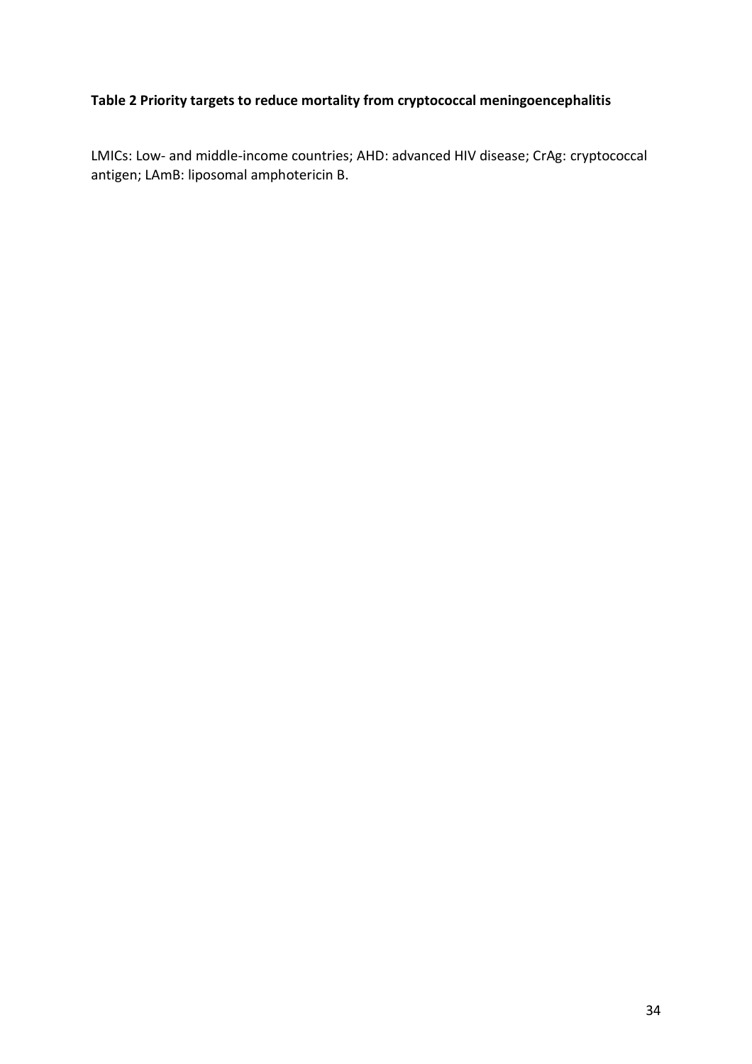**Table 2 Priority targets to reduce mortality from cryptococcal meningoencephalitis**

LMICs: Low- and middle-income countries; AHD: advanced HIV disease; CrAg: cryptococcal antigen; LAmB: liposomal amphotericin B.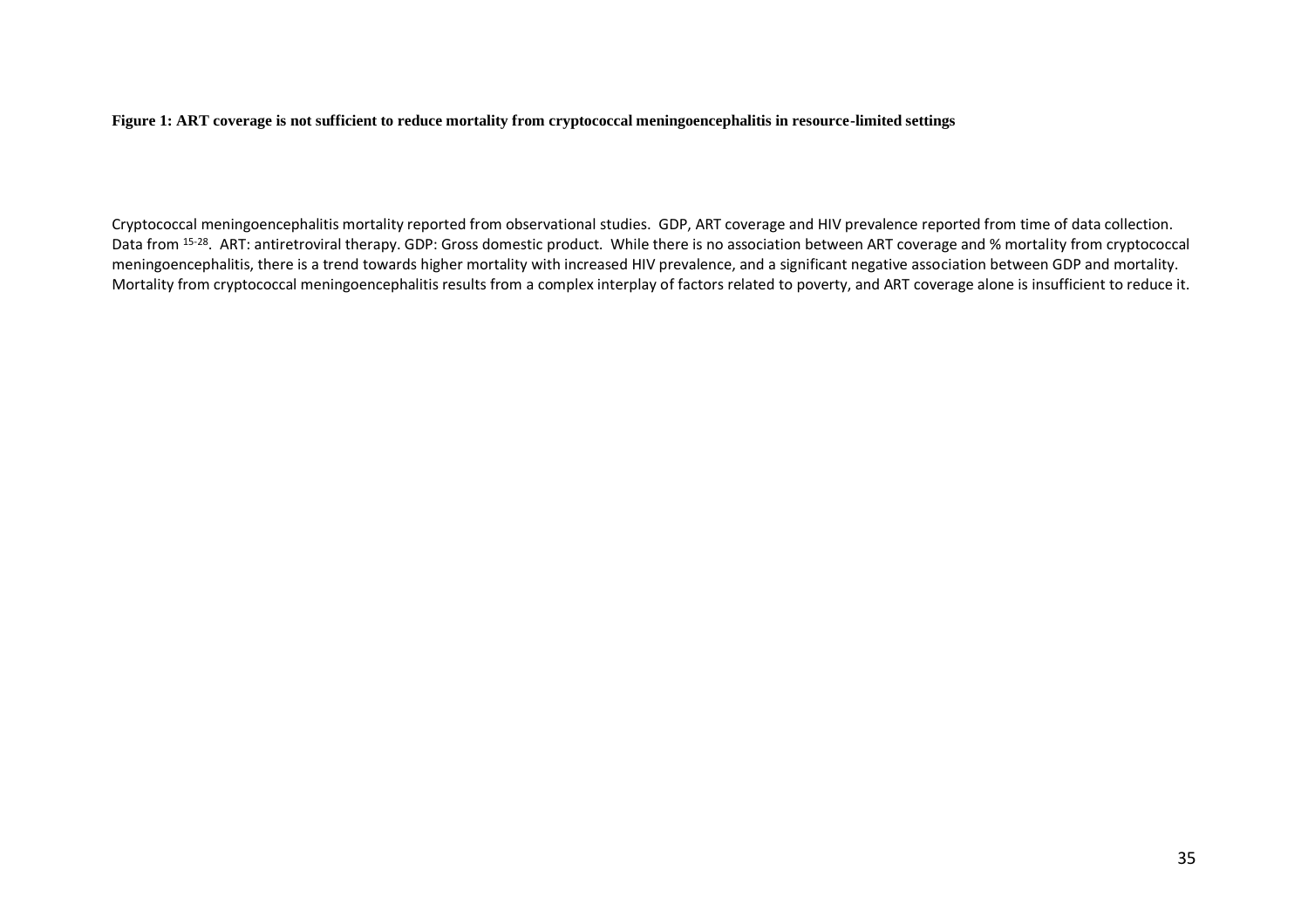**Figure 1: ART coverage is not sufficient to reduce mortality from cryptococcal meningoencephalitis in resource-limited settings**

Cryptococcal meningoencephalitis mortality reported from observational studies. GDP, ART coverage and HIV prevalence reported from time of data collection. Data from [15-28]. ART: antiretroviral therapy. GDP: Gross domestic product. While there is no association between ART coverage and % mortality from cryptococcal meningoencephalitis, there is a trend towards higher mortality with increased HIV prevalence, and a significant negative association between GDP and mortality. Mortality from cryptococcal meningoencephalitis results from a complex interplay of factors related to poverty, and ART coverage alone is insufficient to reduce it.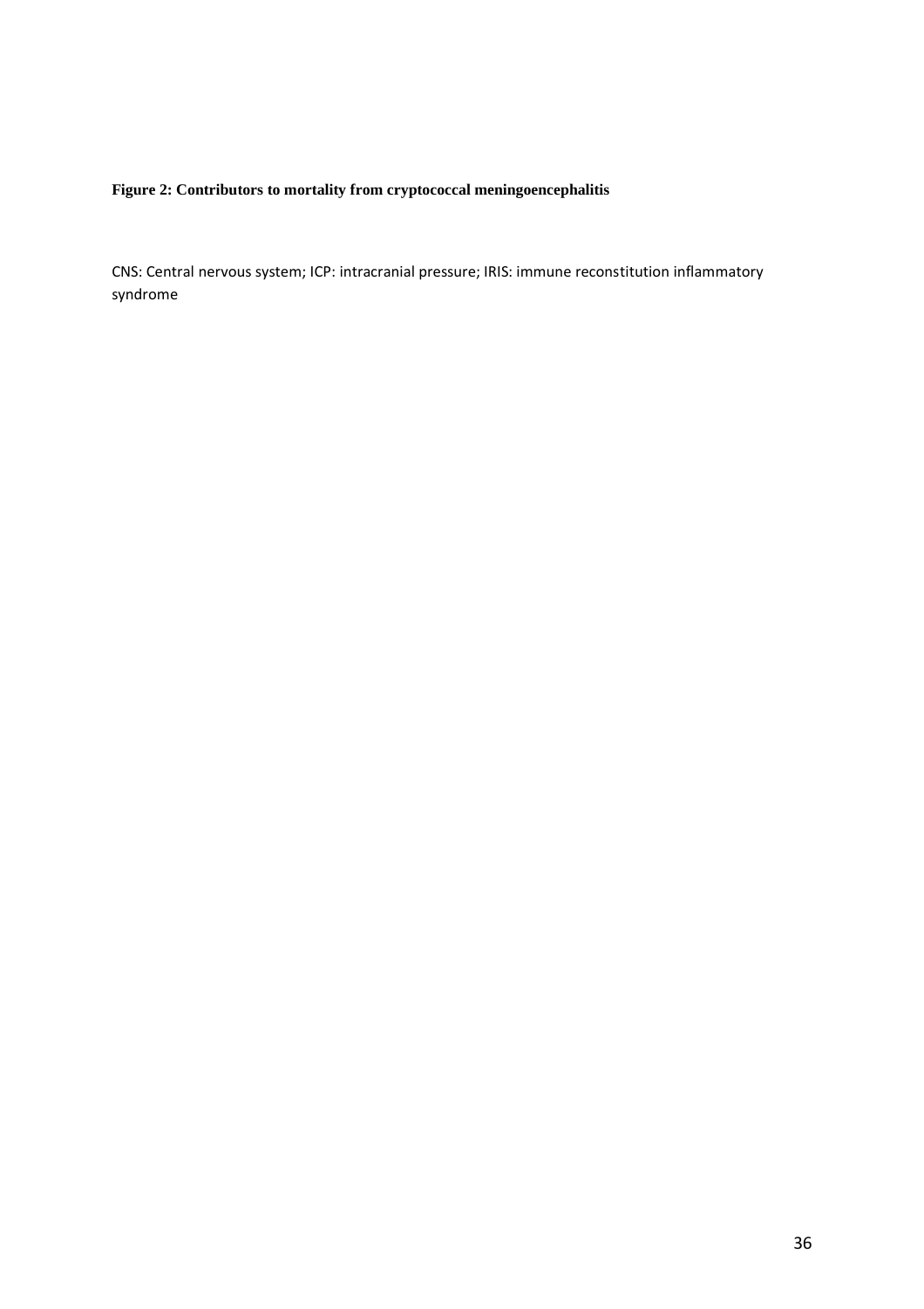**Figure 2: Contributors to mortality from cryptococcal meningoencephalitis**

CNS: Central nervous system; ICP: intracranial pressure; IRIS: immune reconstitution inflammatory syndrome